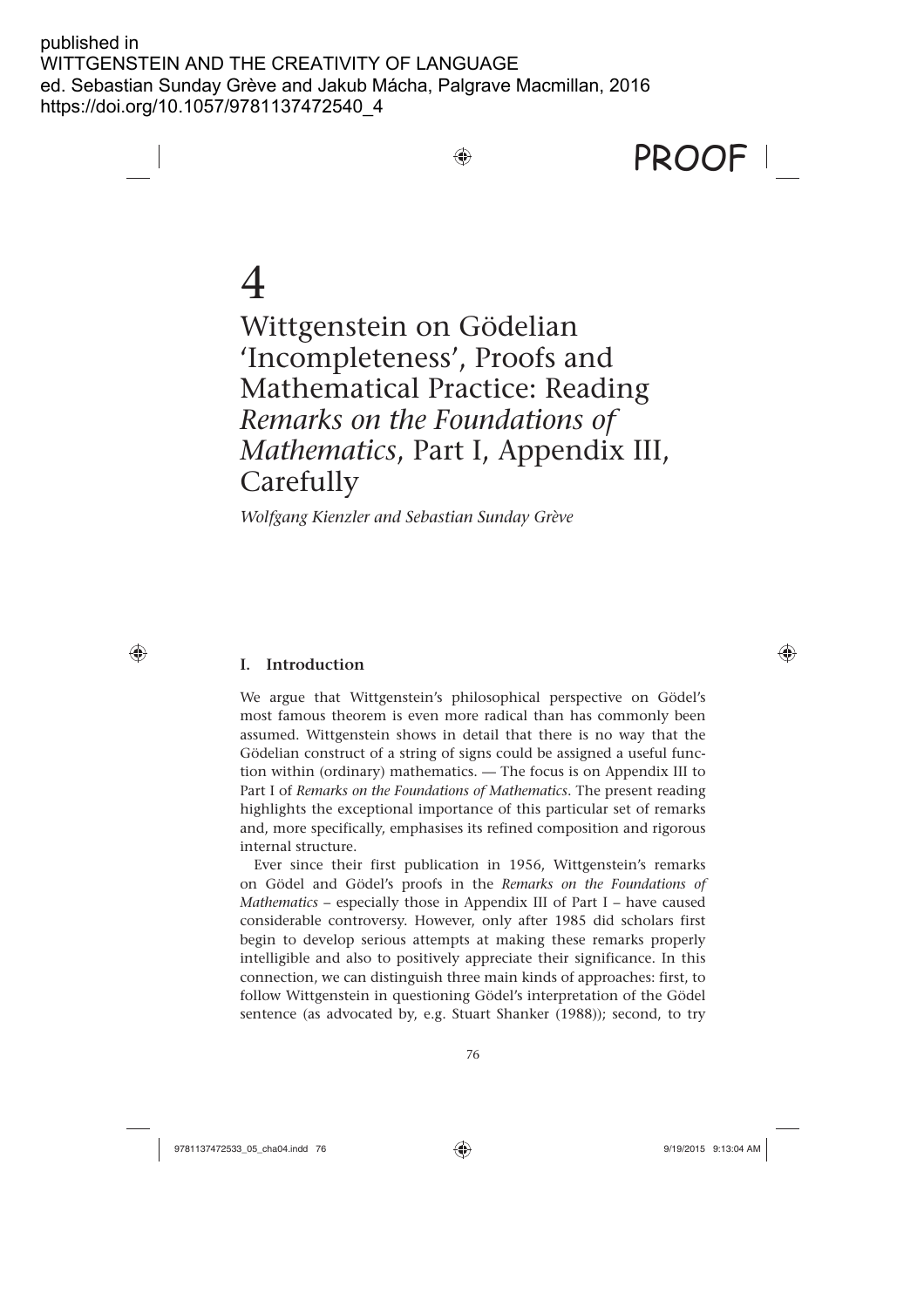published in
WITTGENSTEIN AND THE CREATIVITY OF LANGUAGE
ed. Sebastian Sunday Grève and Jakub Mácha, Palgrave Macmillan, 2016
https://doi.org/10.1057/9781137472540_4

# 4

# Wittgenstein on Gödelian 'Incompleteness', Proofs and Mathematical Practice: Reading *Remarks on the Foundations of Mathematics*, Part I, Appendix III, Carefully

*Wolfgang Kienzler and Sebastian Sunday Grève*

## I. Introduction

We argue that Wittgenstein's philosophical perspective on Gödel's most famous theorem is even more radical than has commonly been assumed. Wittgenstein shows in detail that there is no way that the Gödelian construct of a string of signs could be assigned a useful function within (ordinary) mathematics. — The focus is on Appendix III to Part I of *Remarks on the Foundations of Mathematics*. The present reading highlights the exceptional importance of this particular set of remarks and, more specifically, emphasises its refined composition and rigorous internal structure.

Ever since their first publication in 1956, Wittgenstein's remarks on Gödel and Gödel's proofs in the *Remarks on the Foundations of Mathematics* – especially those in Appendix III of Part I – have caused considerable controversy. However, only after 1985 did scholars first begin to develop serious attempts at making these remarks properly intelligible and also to positively appreciate their significance. In this connection, we can distinguish three main kinds of approaches: first, to follow Wittgenstein in questioning Gödel's interpretation of the Gödel sentence (as advocated by, e.g. Stuart Shanker (1988)); second, to try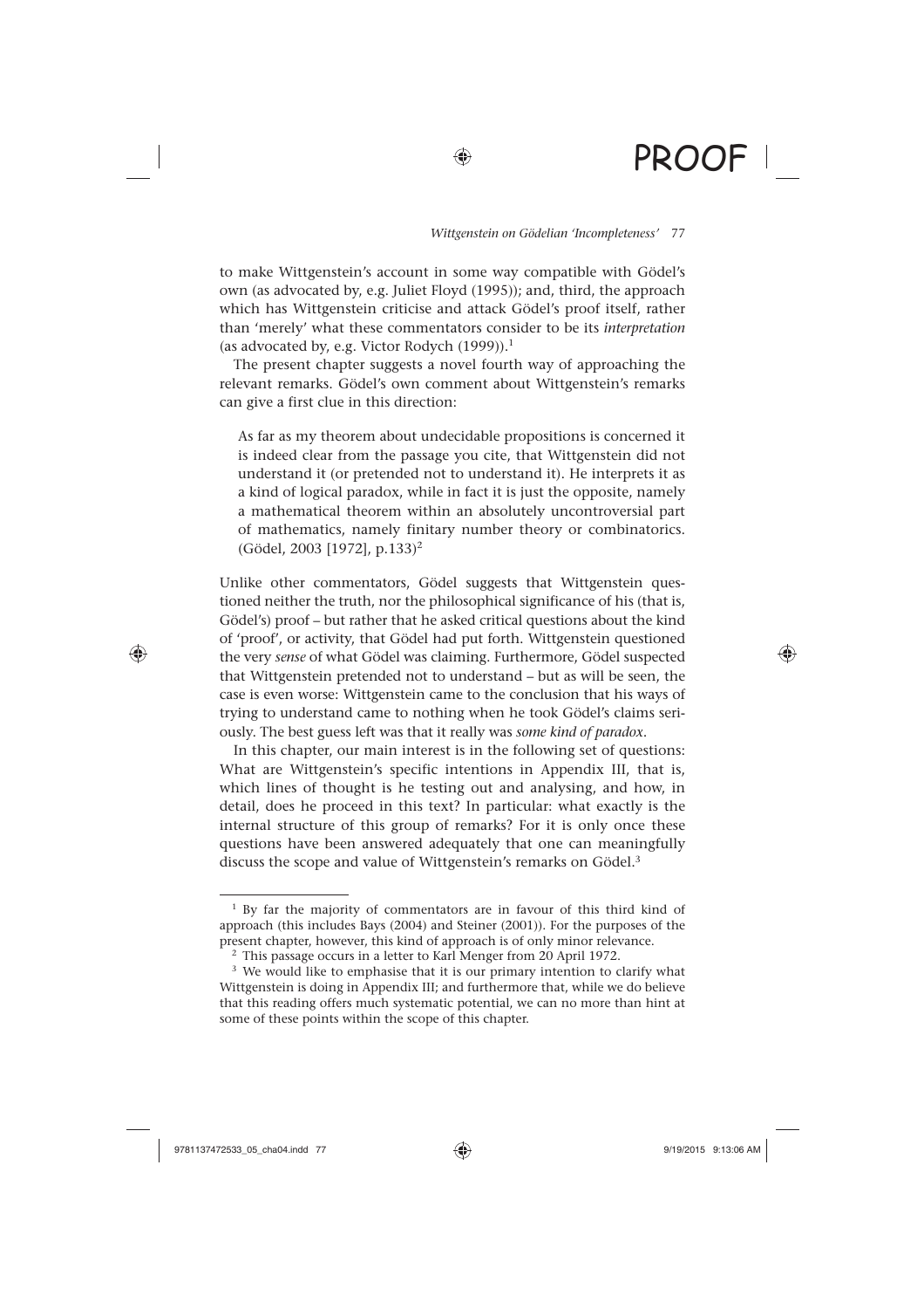to make Wittgenstein's account in some way compatible with Gödel's own (as advocated by, e.g. Juliet Floyd (1995)); and, third, the approach which has Wittgenstein criticise and attack Gödel's proof itself, rather than 'merely' what these commentators consider to be its *interpretation* (as advocated by, e.g. Victor Rodych (1999)).[1]

The present chapter suggests a novel fourth way of approaching the relevant remarks. Gödel's own comment about Wittgenstein's remarks can give a first clue in this direction:

> As far as my theorem about undecidable propositions is concerned it is indeed clear from the passage you cite, that Wittgenstein did not understand it (or pretended not to understand it). He interprets it as a kind of logical paradox, while in fact it is just the opposite, namely a mathematical theorem within an absolutely uncontroversial part of mathematics, namely finitary number theory or combinatorics. (Gödel, 2003 [1972], p.133)[2]

Unlike other commentators, Gödel suggests that Wittgenstein questioned neither the truth, nor the philosophical significance of his (that is, Gödel's) proof – but rather that he asked critical questions about the kind of 'proof', or activity, that Gödel had put forth. Wittgenstein questioned the very *sense* of what Gödel was claiming. Furthermore, Gödel suspected that Wittgenstein pretended not to understand – but as will be seen, the case is even worse: Wittgenstein came to the conclusion that his ways of trying to understand came to nothing when he took Gödel's claims seriously. The best guess left was that it really was *some kind of paradox*.

In this chapter, our main interest is in the following set of questions: What are Wittgenstein's specific intentions in Appendix III, that is, which lines of thought is he testing out and analysing, and how, in detail, does he proceed in this text? In particular: what exactly is the internal structure of this group of remarks? For it is only once these questions have been answered adequately that one can meaningfully discuss the scope and value of Wittgenstein's remarks on Gödel.[3]

---

[1] By far the majority of commentators are in favour of this third kind of approach (this includes Bays (2004) and Steiner (2001)). For the purposes of the present chapter, however, this kind of approach is of only minor relevance.

[2] This passage occurs in a letter to Karl Menger from 20 April 1972.

[3] We would like to emphasise that it is our primary intention to clarify what Wittgenstein is doing in Appendix III; and furthermore that, while we do believe that this reading offers much systematic potential, we can no more than hint at some of these points within the scope of this chapter.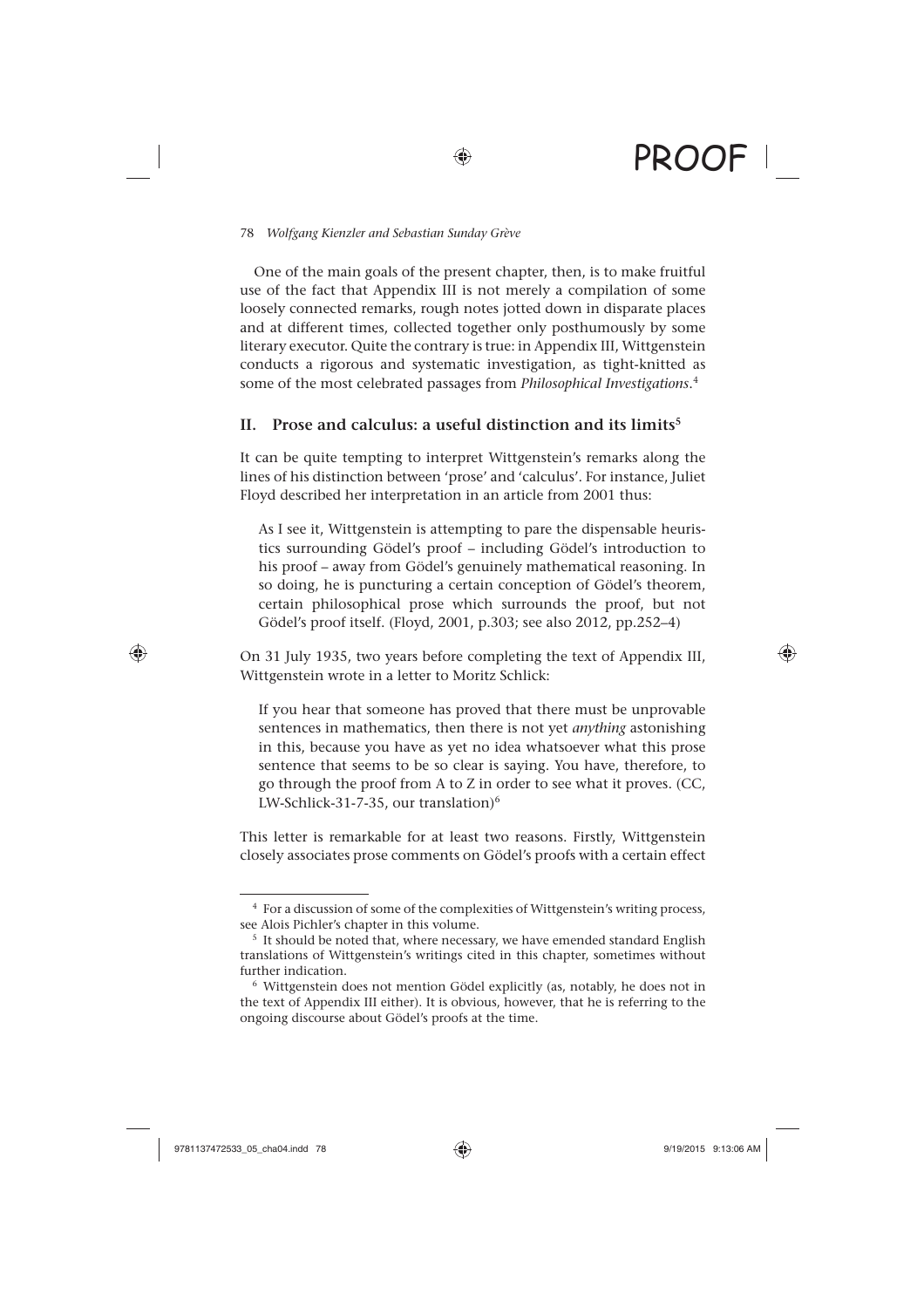One of the main goals of the present chapter, then, is to make fruitful use of the fact that Appendix III is not merely a compilation of some loosely connected remarks, rough notes jotted down in disparate places and at different times, collected together only posthumously by some literary executor. Quite the contrary is true: in Appendix III, Wittgenstein conducts a rigorous and systematic investigation, as tight-knitted as some of the most celebrated passages from *Philosophical Investigations*.[4]

## II. Prose and calculus: a useful distinction and its limits[5]

It can be quite tempting to interpret Wittgenstein's remarks along the lines of his distinction between 'prose' and 'calculus'. For instance, Juliet Floyd described her interpretation in an article from 2001 thus:

> As I see it, Wittgenstein is attempting to pare the dispensable heuristics surrounding Gödel's proof – including Gödel's introduction to his proof – away from Gödel's genuinely mathematical reasoning. In so doing, he is puncturing a certain conception of Gödel's theorem, certain philosophical prose which surrounds the proof, but not Gödel's proof itself. (Floyd, 2001, p.303; see also 2012, pp.252–4)

On 31 July 1935, two years before completing the text of Appendix III, Wittgenstein wrote in a letter to Moritz Schlick:

> If you hear that someone has proved that there must be unprovable sentences in mathematics, then there is not yet *anything* astonishing in this, because you have as yet no idea whatsoever what this prose sentence that seems to be so clear is saying. You have, therefore, to go through the proof from A to Z in order to see what it proves. (CC, LW-Schlick-31-7-35, our translation)[6]

This letter is remarkable for at least two reasons. Firstly, Wittgenstein closely associates prose comments on Gödel's proofs with a certain effect

[4] For a discussion of some of the complexities of Wittgenstein's writing process, see Alois Pichler's chapter in this volume.

[5] It should be noted that, where necessary, we have emended standard English translations of Wittgenstein's writings cited in this chapter, sometimes without further indication.

[6] Wittgenstein does not mention Gödel explicitly (as, notably, he does not in the text of Appendix III either). It is obvious, however, that he is referring to the ongoing discourse about Gödel's proofs at the time.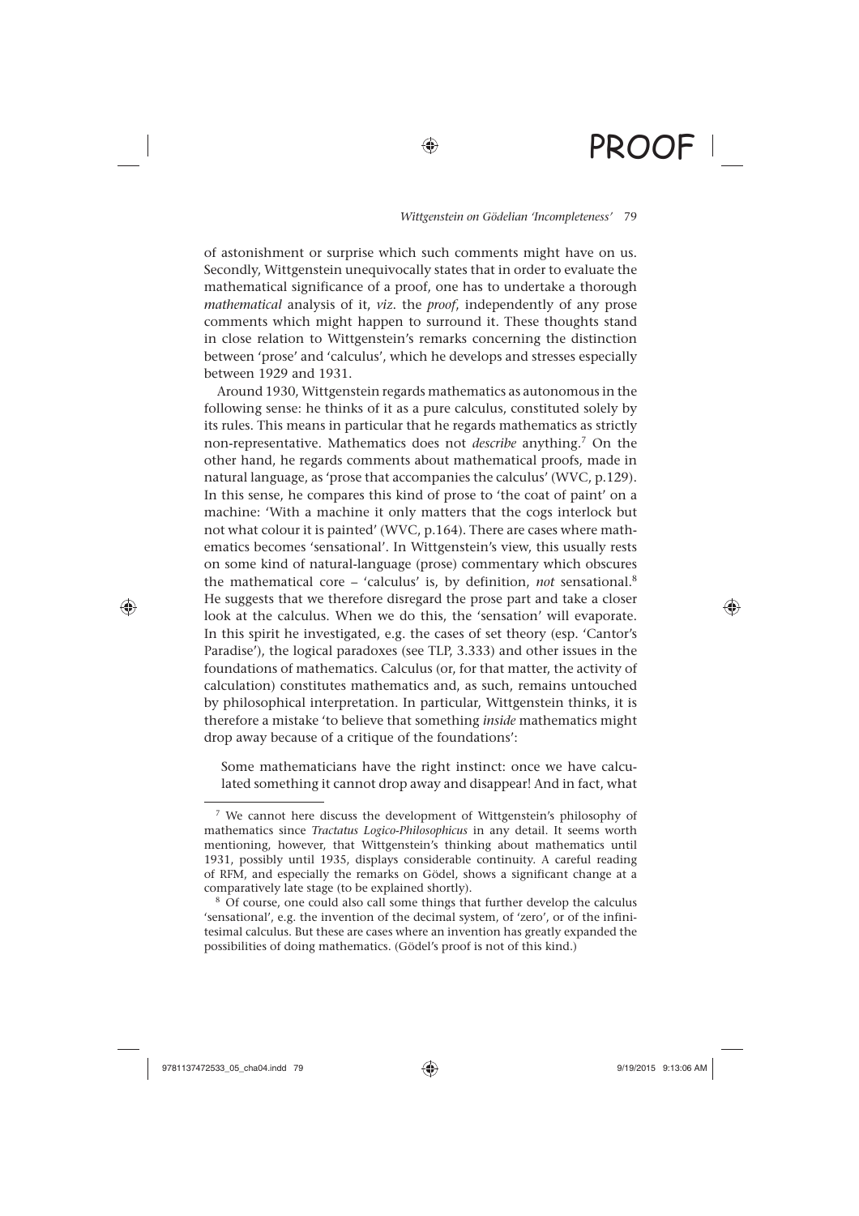of astonishment or surprise which such comments might have on us. Secondly, Wittgenstein unequivocally states that in order to evaluate the mathematical significance of a proof, one has to undertake a thorough *mathematical* analysis of it, *viz*. the *proof*, independently of any prose comments which might happen to surround it. These thoughts stand in close relation to Wittgenstein's remarks concerning the distinction between 'prose' and 'calculus', which he develops and stresses especially between 1929 and 1931.

Around 1930, Wittgenstein regards mathematics as autonomous in the following sense: he thinks of it as a pure calculus, constituted solely by its rules. This means in particular that he regards mathematics as strictly non-representative. Mathematics does not *describe* anything.[7] On the other hand, he regards comments about mathematical proofs, made in natural language, as 'prose that accompanies the calculus' (WVC, p.129). In this sense, he compares this kind of prose to 'the coat of paint' on a machine: 'With a machine it only matters that the cogs interlock but not what colour it is painted' (WVC, p.164). There are cases where mathematics becomes 'sensational'. In Wittgenstein's view, this usually rests on some kind of natural-language (prose) commentary which obscures the mathematical core – 'calculus' is, by definition, *not* sensational.[8] He suggests that we therefore disregard the prose part and take a closer look at the calculus. When we do this, the 'sensation' will evaporate. In this spirit he investigated, e.g. the cases of set theory (esp. 'Cantor's Paradise'), the logical paradoxes (see TLP, 3.333) and other issues in the foundations of mathematics. Calculus (or, for that matter, the activity of calculation) constitutes mathematics and, as such, remains untouched by philosophical interpretation. In particular, Wittgenstein thinks, it is therefore a mistake 'to believe that something *inside* mathematics might drop away because of a critique of the foundations':

> Some mathematicians have the right instinct: once we have calculated something it cannot drop away and disappear! And in fact, what

---

[7] We cannot here discuss the development of Wittgenstein's philosophy of mathematics since *Tractatus Logico-Philosophicus* in any detail. It seems worth mentioning, however, that Wittgenstein's thinking about mathematics until 1931, possibly until 1935, displays considerable continuity. A careful reading of RFM, and especially the remarks on Gödel, shows a significant change at a comparatively late stage (to be explained shortly).

[8] Of course, one could also call some things that further develop the calculus 'sensational', e.g. the invention of the decimal system, of 'zero', or of the infinitesimal calculus. But these are cases where an invention has greatly expanded the possibilities of doing mathematics. (Gödel's proof is not of this kind.)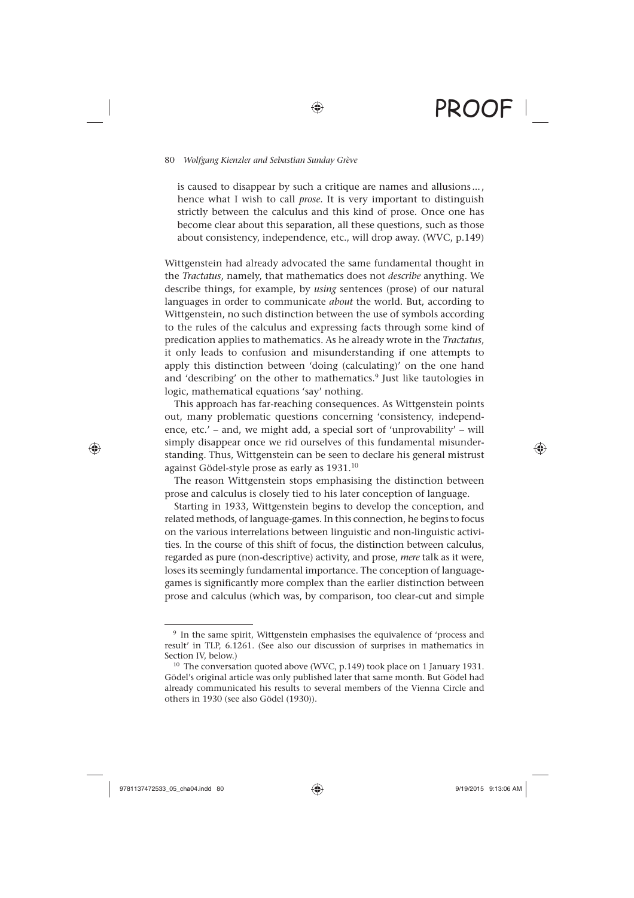is caused to disappear by such a critique are names and allusions..., hence what I wish to call *prose*. It is very important to distinguish strictly between the calculus and this kind of prose. Once one has become clear about this separation, all these questions, such as those about consistency, independence, etc., will drop away. (WVC, p.149)

Wittgenstein had already advocated the same fundamental thought in the *Tractatus*, namely, that mathematics does not *describe* anything. We describe things, for example, by *using* sentences (prose) of our natural languages in order to communicate *about* the world. But, according to Wittgenstein, no such distinction between the use of symbols according to the rules of the calculus and expressing facts through some kind of predication applies to mathematics. As he already wrote in the *Tractatus*, it only leads to confusion and misunderstanding if one attempts to apply this distinction between 'doing (calculating)' on the one hand and 'describing' on the other to mathematics.[9] Just like tautologies in logic, mathematical equations 'say' nothing.

This approach has far-reaching consequences. As Wittgenstein points out, many problematic questions concerning 'consistency, independence, etc.' – and, we might add, a special sort of 'unprovability' – will simply disappear once we rid ourselves of this fundamental misunderstanding. Thus, Wittgenstein can be seen to declare his general mistrust against Gödel-style prose as early as 1931.[10]

The reason Wittgenstein stops emphasising the distinction between prose and calculus is closely tied to his later conception of language.

Starting in 1933, Wittgenstein begins to develop the conception, and related methods, of language-games. In this connection, he begins to focus on the various interrelations between linguistic and non-linguistic activities. In the course of this shift of focus, the distinction between calculus, regarded as pure (non-descriptive) activity, and prose, *mere* talk as it were, loses its seemingly fundamental importance. The conception of language-games is significantly more complex than the earlier distinction between prose and calculus (which was, by comparison, too clear-cut and simple

---

[9] In the same spirit, Wittgenstein emphasises the equivalence of 'process and result' in TLP, 6.1261. (See also our discussion of surprises in mathematics in Section IV, below.)

[10] The conversation quoted above (WVC, p.149) took place on 1 January 1931. Gödel's original article was only published later that same month. But Gödel had already communicated his results to several members of the Vienna Circle and others in 1930 (see also Gödel (1930)).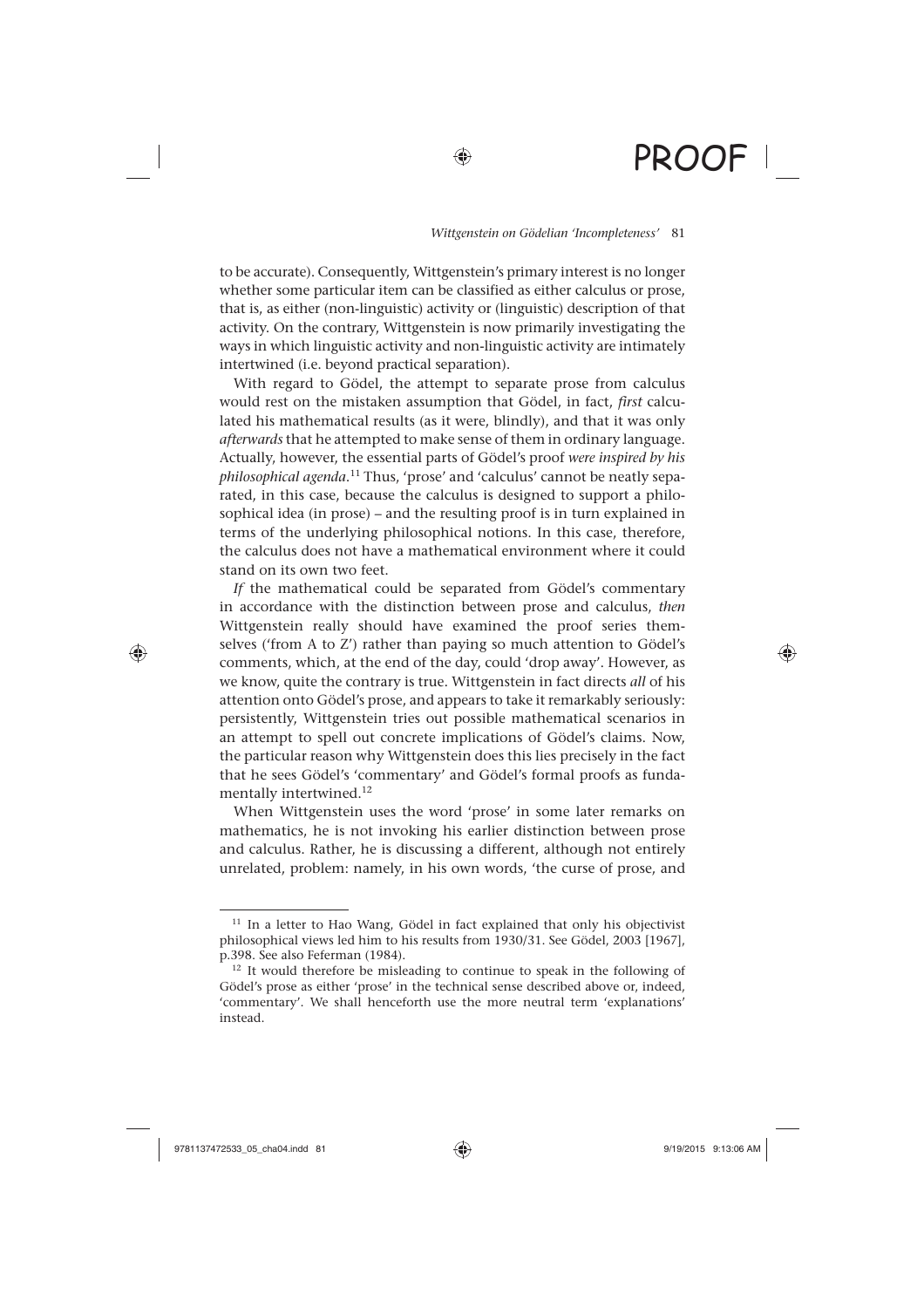to be accurate). Consequently, Wittgenstein's primary interest is no longer whether some particular item can be classified as either calculus or prose, that is, as either (non-linguistic) activity or (linguistic) description of that activity. On the contrary, Wittgenstein is now primarily investigating the ways in which linguistic activity and non-linguistic activity are intimately intertwined (i.e. beyond practical separation).

With regard to Gödel, the attempt to separate prose from calculus would rest on the mistaken assumption that Gödel, in fact, *first* calculated his mathematical results (as it were, blindly), and that it was only *afterwards* that he attempted to make sense of them in ordinary language. Actually, however, the essential parts of Gödel's proof *were inspired by his philosophical agenda*.[11] Thus, 'prose' and 'calculus' cannot be neatly separated, in this case, because the calculus is designed to support a philosophical idea (in prose) – and the resulting proof is in turn explained in terms of the underlying philosophical notions. In this case, therefore, the calculus does not have a mathematical environment where it could stand on its own two feet.

*If* the mathematical could be separated from Gödel's commentary in accordance with the distinction between prose and calculus, *then* Wittgenstein really should have examined the proof series themselves ('from A to Z') rather than paying so much attention to Gödel's comments, which, at the end of the day, could 'drop away'. However, as we know, quite the contrary is true. Wittgenstein in fact directs *all* of his attention onto Gödel's prose, and appears to take it remarkably seriously: persistently, Wittgenstein tries out possible mathematical scenarios in an attempt to spell out concrete implications of Gödel's claims. Now, the particular reason why Wittgenstein does this lies precisely in the fact that he sees Gödel's 'commentary' and Gödel's formal proofs as fundamentally intertwined.[12]

When Wittgenstein uses the word 'prose' in some later remarks on mathematics, he is not invoking his earlier distinction between prose and calculus. Rather, he is discussing a different, although not entirely unrelated, problem: namely, in his own words, 'the curse of prose, and

---

[11] In a letter to Hao Wang, Gödel in fact explained that only his objectivist philosophical views led him to his results from 1930/31. See Gödel, 2003 [1967], p.398. See also Feferman (1984).

[12] It would therefore be misleading to continue to speak in the following of Gödel's prose as either 'prose' in the technical sense described above or, indeed, 'commentary'. We shall henceforth use the more neutral term 'explanations' instead.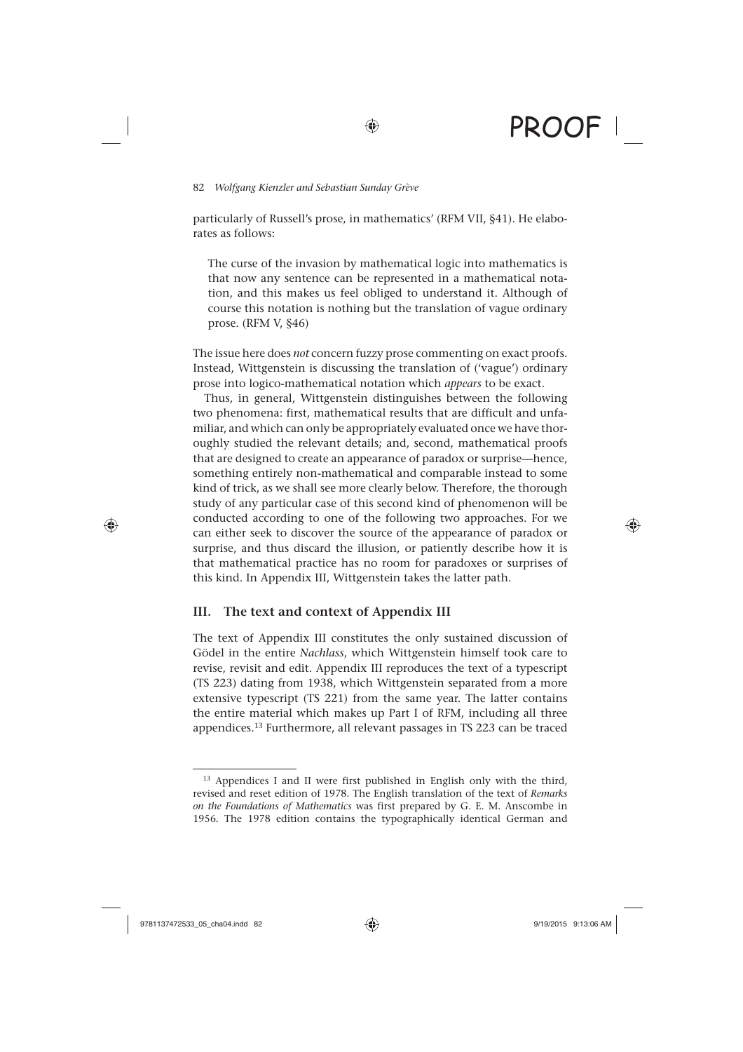particularly of Russell's prose, in mathematics' (RFM VII, §41). He elaborates as follows:

> The curse of the invasion by mathematical logic into mathematics is that now any sentence can be represented in a mathematical notation, and this makes us feel obliged to understand it. Although of course this notation is nothing but the translation of vague ordinary prose. (RFM V, §46)

The issue here does *not* concern fuzzy prose commenting on exact proofs. Instead, Wittgenstein is discussing the translation of ('vague') ordinary prose into logico-mathematical notation which *appears* to be exact.

Thus, in general, Wittgenstein distinguishes between the following two phenomena: first, mathematical results that are difficult and unfamiliar, and which can only be appropriately evaluated once we have thoroughly studied the relevant details; and, second, mathematical proofs that are designed to create an appearance of paradox or surprise—hence, something entirely non-mathematical and comparable instead to some kind of trick, as we shall see more clearly below. Therefore, the thorough study of any particular case of this second kind of phenomenon will be conducted according to one of the following two approaches. For we can either seek to discover the source of the appearance of paradox or surprise, and thus discard the illusion, or patiently describe how it is that mathematical practice has no room for paradoxes or surprises of this kind. In Appendix III, Wittgenstein takes the latter path.

## III. The text and context of Appendix III

The text of Appendix III constitutes the only sustained discussion of Gödel in the entire *Nachlass*, which Wittgenstein himself took care to revise, revisit and edit. Appendix III reproduces the text of a typescript (TS 223) dating from 1938, which Wittgenstein separated from a more extensive typescript (TS 221) from the same year. The latter contains the entire material which makes up Part I of RFM, including all three appendices.[13] Furthermore, all relevant passages in TS 223 can be traced

---

[13] Appendices I and II were first published in English only with the third, revised and reset edition of 1978. The English translation of the text of *Remarks on the Foundations of Mathematics* was first prepared by G. E. M. Anscombe in 1956. The 1978 edition contains the typographically identical German and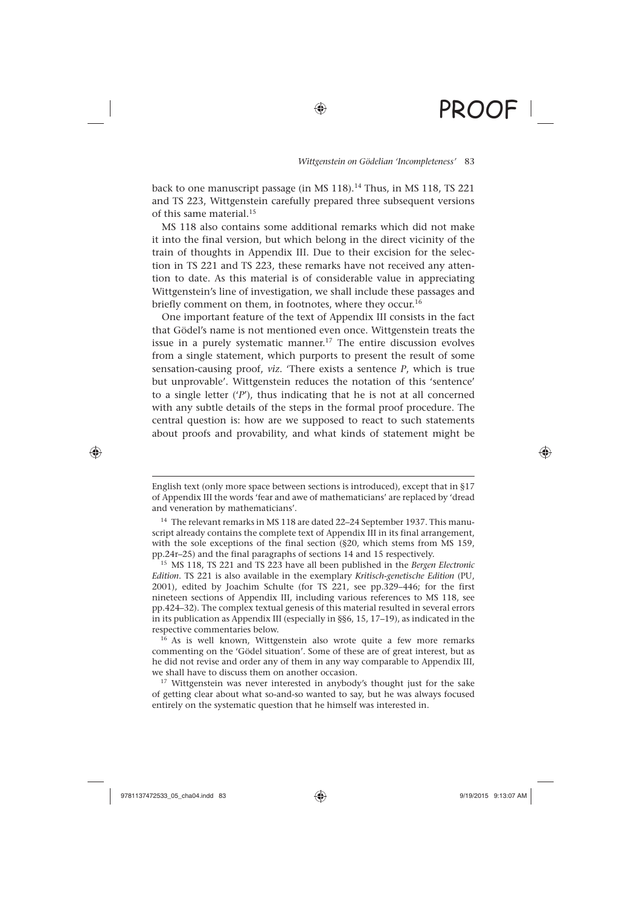back to one manuscript passage (in MS 118).[14] Thus, in MS 118, TS 221 and TS 223, Wittgenstein carefully prepared three subsequent versions of this same material.[15]

MS 118 also contains some additional remarks which did not make it into the final version, but which belong in the direct vicinity of the train of thoughts in Appendix III. Due to their excision for the selection in TS 221 and TS 223, these remarks have not received any attention to date. As this material is of considerable value in appreciating Wittgenstein's line of investigation, we shall include these passages and briefly comment on them, in footnotes, where they occur.[16]

One important feature of the text of Appendix III consists in the fact that Gödel's name is not mentioned even once. Wittgenstein treats the issue in a purely systematic manner.[17] The entire discussion evolves from a single statement, which purports to present the result of some sensation-causing proof, *viz.* 'There exists a sentence *P*, which is true but unprovable'. Wittgenstein reduces the notation of this 'sentence' to a single letter ('*P*'), thus indicating that he is not at all concerned with any subtle details of the steps in the formal proof procedure. The central question is: how are we supposed to react to such statements about proofs and provability, and what kinds of statement might be

---

English text (only more space between sections is introduced), except that in §17 of Appendix III the words 'fear and awe of mathematicians' are replaced by 'dread and veneration by mathematicians'.

[14] The relevant remarks in MS 118 are dated 22–24 September 1937. This manuscript already contains the complete text of Appendix III in its final arrangement, with the sole exceptions of the final section (§20, which stems from MS 159, pp.24r–25) and the final paragraphs of sections 14 and 15 respectively.

[15] MS 118, TS 221 and TS 223 have all been published in the *Bergen Electronic Edition*. TS 221 is also available in the exemplary *Kritisch-genetische Edition* (PU, 2001), edited by Joachim Schulte (for TS 221, see pp.329–446; for the first nineteen sections of Appendix III, including various references to MS 118, see pp.424–32). The complex textual genesis of this material resulted in several errors in its publication as Appendix III (especially in §§6, 15, 17–19), as indicated in the respective commentaries below.

[16] As is well known, Wittgenstein also wrote quite a few more remarks commenting on the 'Gödel situation'. Some of these are of great interest, but as he did not revise and order any of them in any way comparable to Appendix III, we shall have to discuss them on another occasion.

[17] Wittgenstein was never interested in anybody's thought just for the sake of getting clear about what so-and-so wanted to say, but he was always focused entirely on the systematic question that he himself was interested in.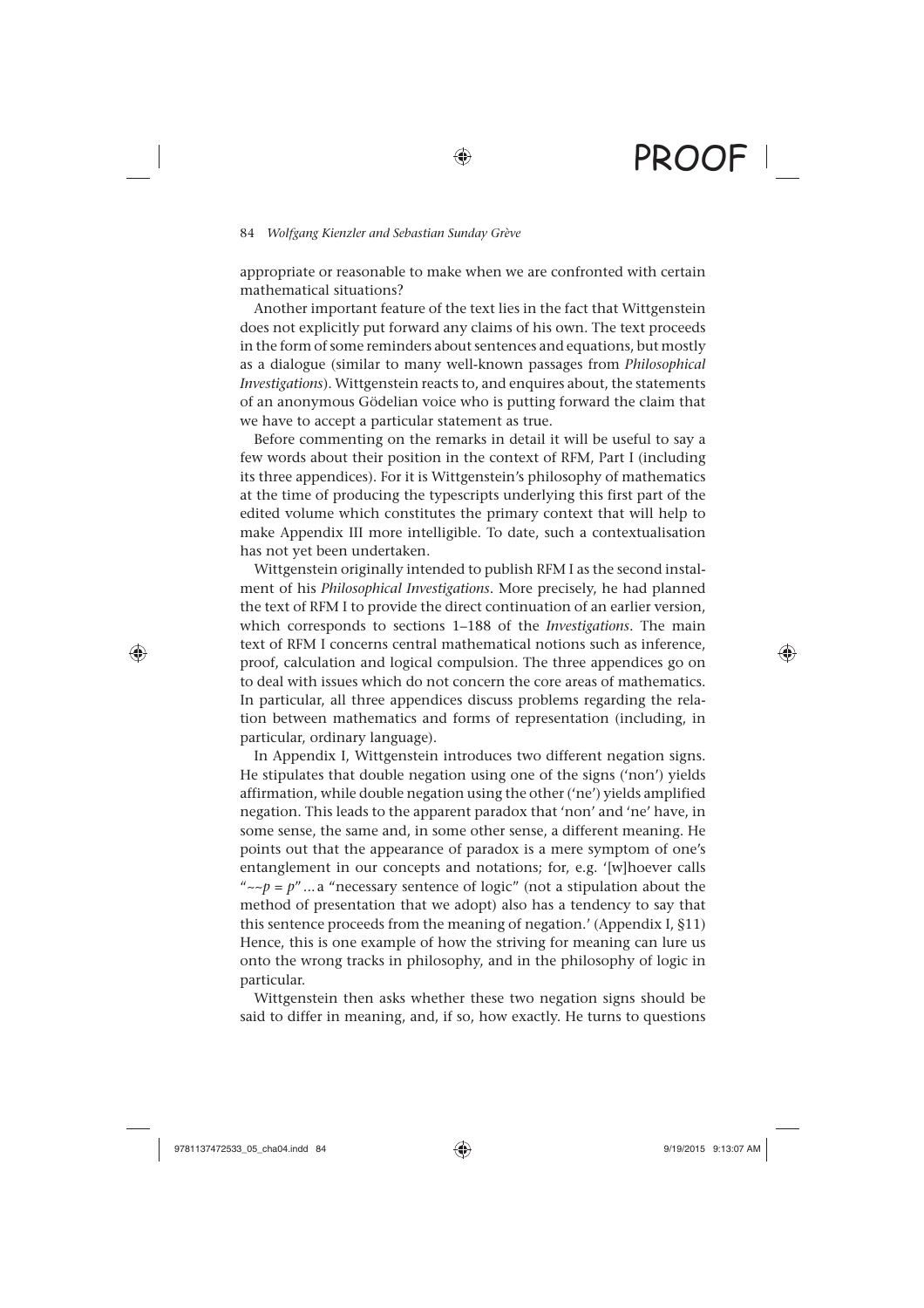appropriate or reasonable to make when we are confronted with certain mathematical situations?

Another important feature of the text lies in the fact that Wittgenstein does not explicitly put forward any claims of his own. The text proceeds in the form of some reminders about sentences and equations, but mostly as a dialogue (similar to many well-known passages from *Philosophical Investigations*). Wittgenstein reacts to, and enquires about, the statements of an anonymous Gödelian voice who is putting forward the claim that we have to accept a particular statement as true.

Before commenting on the remarks in detail it will be useful to say a few words about their position in the context of RFM, Part I (including its three appendices). For it is Wittgenstein's philosophy of mathematics at the time of producing the typescripts underlying this first part of the edited volume which constitutes the primary context that will help to make Appendix III more intelligible. To date, such a contextualisation has not yet been undertaken.

Wittgenstein originally intended to publish RFM I as the second instalment of his *Philosophical Investigations*. More precisely, he had planned the text of RFM I to provide the direct continuation of an earlier version, which corresponds to sections 1–188 of the *Investigations*. The main text of RFM I concerns central mathematical notions such as inference, proof, calculation and logical compulsion. The three appendices go on to deal with issues which do not concern the core areas of mathematics. In particular, all three appendices discuss problems regarding the relation between mathematics and forms of representation (including, in particular, ordinary language).

In Appendix I, Wittgenstein introduces two different negation signs. He stipulates that double negation using one of the signs ('non') yields affirmation, while double negation using the other ('ne') yields amplified negation. This leads to the apparent paradox that 'non' and 'ne' have, in some sense, the same and, in some other sense, a different meaning. He points out that the appearance of paradox is a mere symptom of one's entanglement in our concepts and notations; for, e.g. '[w]hoever calls "$\sim\sim p = p$" ... a "necessary sentence of logic" (not a stipulation about the method of presentation that we adopt) also has a tendency to say that this sentence proceeds from the meaning of negation.' (Appendix I, §11) Hence, this is one example of how the striving for meaning can lure us onto the wrong tracks in philosophy, and in the philosophy of logic in particular.

Wittgenstein then asks whether these two negation signs should be said to differ in meaning, and, if so, how exactly. He turns to questions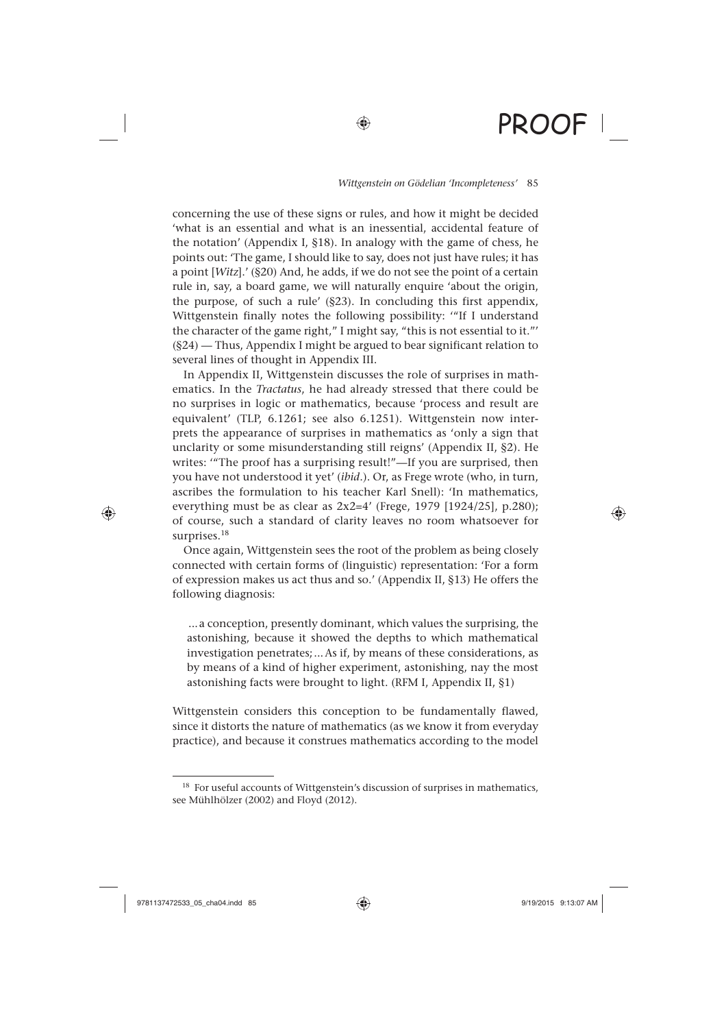concerning the use of these signs or rules, and how it might be decided 'what is an essential and what is an inessential, accidental feature of the notation' (Appendix I, §18). In analogy with the game of chess, he points out: 'The game, I should like to say, does not just have rules; it has a point [*Witz*].' (§20) And, he adds, if we do not see the point of a certain rule in, say, a board game, we will naturally enquire 'about the origin, the purpose, of such a rule' (§23). In concluding this first appendix, Wittgenstein finally notes the following possibility: '"If I understand the character of the game right," I might say, "this is not essential to it."' (§24) — Thus, Appendix I might be argued to bear significant relation to several lines of thought in Appendix III.

In Appendix II, Wittgenstein discusses the role of surprises in mathematics. In the *Tractatus*, he had already stressed that there could be no surprises in logic or mathematics, because 'process and result are equivalent' (TLP, 6.1261; see also 6.1251). Wittgenstein now interprets the appearance of surprises in mathematics as 'only a sign that unclarity or some misunderstanding still reigns' (Appendix II, §2). He writes: '"The proof has a surprising result!"—If you are surprised, then you have not understood it yet' (*ibid*.). Or, as Frege wrote (who, in turn, ascribes the formulation to his teacher Karl Snell): 'In mathematics, everything must be as clear as 2x2=4' (Frege, 1979 [1924/25], p.280); of course, such a standard of clarity leaves no room whatsoever for surprises.[18]

Once again, Wittgenstein sees the root of the problem as being closely connected with certain forms of (linguistic) representation: 'For a form of expression makes us act thus and so.' (Appendix II, §13) He offers the following diagnosis:

> ... a conception, presently dominant, which values the surprising, the astonishing, because it showed the depths to which mathematical investigation penetrates; ... As if, by means of these considerations, as by means of a kind of higher experiment, astonishing, nay the most astonishing facts were brought to light. (RFM I, Appendix II, §1)

Wittgenstein considers this conception to be fundamentally flawed, since it distorts the nature of mathematics (as we know it from everyday practice), and because it construes mathematics according to the model

[18] For useful accounts of Wittgenstein's discussion of surprises in mathematics, see Mühlhölzer (2002) and Floyd (2012).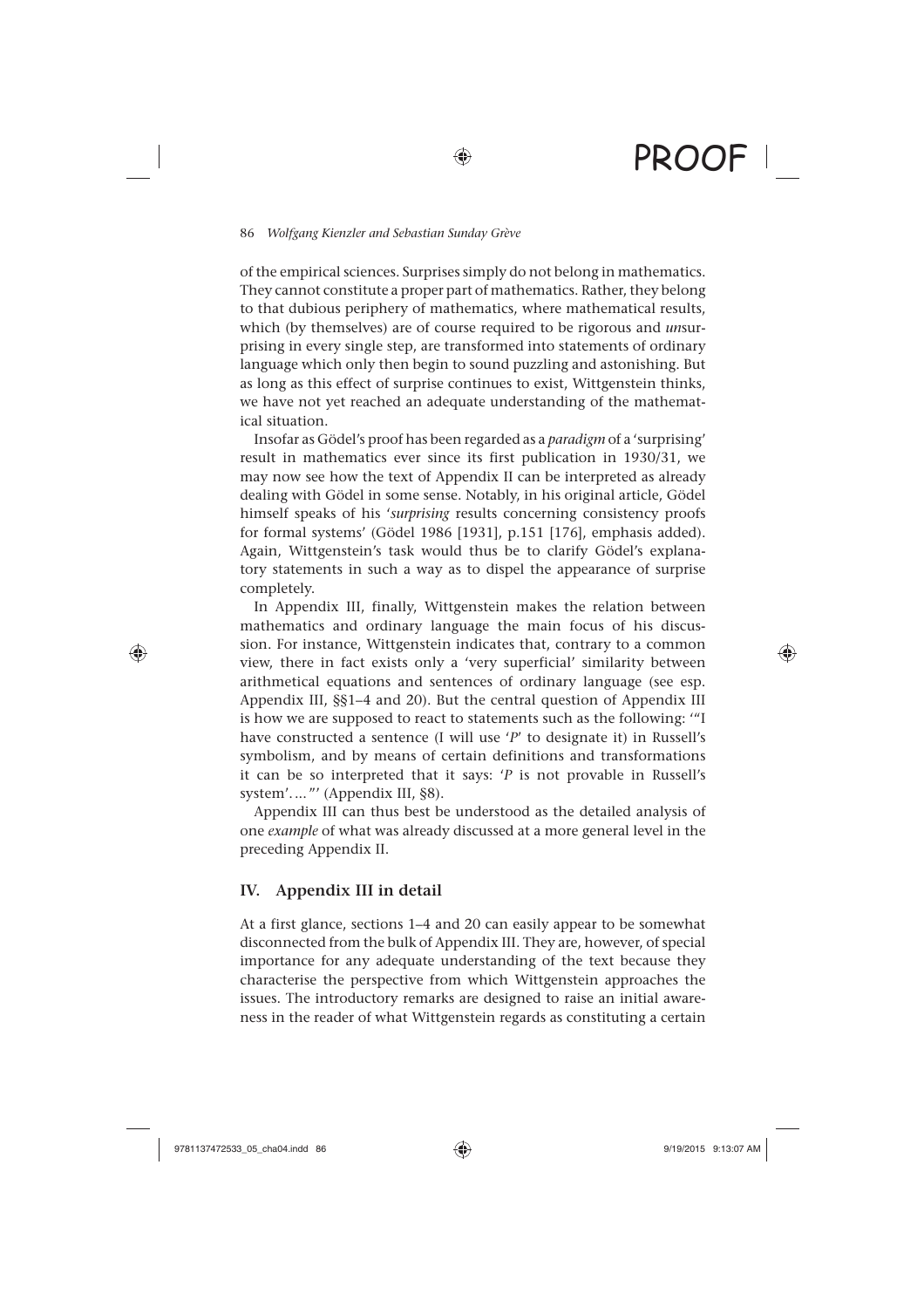of the empirical sciences. Surprises simply do not belong in mathematics. They cannot constitute a proper part of mathematics. Rather, they belong to that dubious periphery of mathematics, where mathematical results, which (by themselves) are of course required to be rigorous and *un*surprising in every single step, are transformed into statements of ordinary language which only then begin to sound puzzling and astonishing. But as long as this effect of surprise continues to exist, Wittgenstein thinks, we have not yet reached an adequate understanding of the mathematical situation.

Insofar as Gödel's proof has been regarded as a *paradigm* of a 'surprising' result in mathematics ever since its first publication in 1930/31, we may now see how the text of Appendix II can be interpreted as already dealing with Gödel in some sense. Notably, in his original article, Gödel himself speaks of his '*surprising* results concerning consistency proofs for formal systems' (Gödel 1986 [1931], p.151 [176], emphasis added). Again, Wittgenstein's task would thus be to clarify Gödel's explanatory statements in such a way as to dispel the appearance of surprise completely.

In Appendix III, finally, Wittgenstein makes the relation between mathematics and ordinary language the main focus of his discussion. For instance, Wittgenstein indicates that, contrary to a common view, there in fact exists only a 'very superficial' similarity between arithmetical equations and sentences of ordinary language (see esp. Appendix III, §§1–4 and 20). But the central question of Appendix III is how we are supposed to react to statements such as the following: '"I have constructed a sentence (I will use '*P*' to designate it) in Russell's symbolism, and by means of certain definitions and transformations it can be so interpreted that it says: '*P* is not provable in Russell's system'. ..."' (Appendix III, §8).

Appendix III can thus best be understood as the detailed analysis of one *example* of what was already discussed at a more general level in the preceding Appendix II.

## IV. Appendix III in detail

At a first glance, sections 1–4 and 20 can easily appear to be somewhat disconnected from the bulk of Appendix III. They are, however, of special importance for any adequate understanding of the text because they characterise the perspective from which Wittgenstein approaches the issues. The introductory remarks are designed to raise an initial awareness in the reader of what Wittgenstein regards as constituting a certain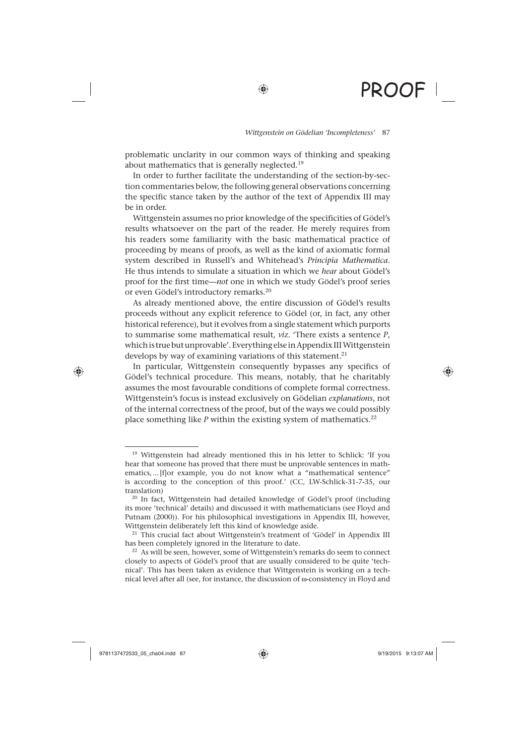problematic unclarity in our common ways of thinking and speaking about mathematics that is generally neglected.[19]

In order to further facilitate the understanding of the section-by-section commentaries below, the following general observations concerning the specific stance taken by the author of the text of Appendix III may be in order.

Wittgenstein assumes no prior knowledge of the specificities of Gödel's results whatsoever on the part of the reader. He merely requires from his readers some familiarity with the basic mathematical practice of proceeding by means of proofs, as well as the kind of axiomatic formal system described in Russell's and Whitehead's *Principia Mathematica*. He thus intends to simulate a situation in which we *hear* about Gödel's proof for the first time—*not* one in which we study Gödel's proof series or even Gödel's introductory remarks.[20]

As already mentioned above, the entire discussion of Gödel's results proceeds without any explicit reference to Gödel (or, in fact, any other historical reference), but it evolves from a single statement which purports to summarise some mathematical result, *viz*. 'There exists a sentence *P*, which is true but unprovable'. Everything else in Appendix III Wittgenstein develops by way of examining variations of this statement.[21]

In particular, Wittgenstein consequently bypasses any specifics of Gödel's technical procedure. This means, notably, that he charitably assumes the most favourable conditions of complete formal correctness. Wittgenstein's focus is instead exclusively on Gödelian *explanations*, not of the internal correctness of the proof, but of the ways we could possibly place something like *P* within the existing system of mathematics.[22]

---

[19] Wittgenstein had already mentioned this in his letter to Schlick: 'If you hear that someone has proved that there must be unprovable sentences in mathematics, ... [f]or example, you do not know what a "mathematical sentence" is according to the conception of this proof.' (CC, LW-Schlick-31-7-35, our translation)

[20] In fact, Wittgenstein had detailed knowledge of Gödel's proof (including its more 'technical' details) and discussed it with mathematicians (see Floyd and Putnam (2000)). For his philosophical investigations in Appendix III, however, Wittgenstein deliberately left this kind of knowledge aside.

[21] This crucial fact about Wittgenstein's treatment of 'Gödel' in Appendix III has been completely ignored in the literature to date.

[22] As will be seen, however, some of Wittgenstein's remarks do seem to connect closely to aspects of Gödel's proof that are usually considered to be quite 'technical'. This has been taken as evidence that Wittgenstein is working on a technical level after all (see, for instance, the discussion of ω-consistency in Floyd and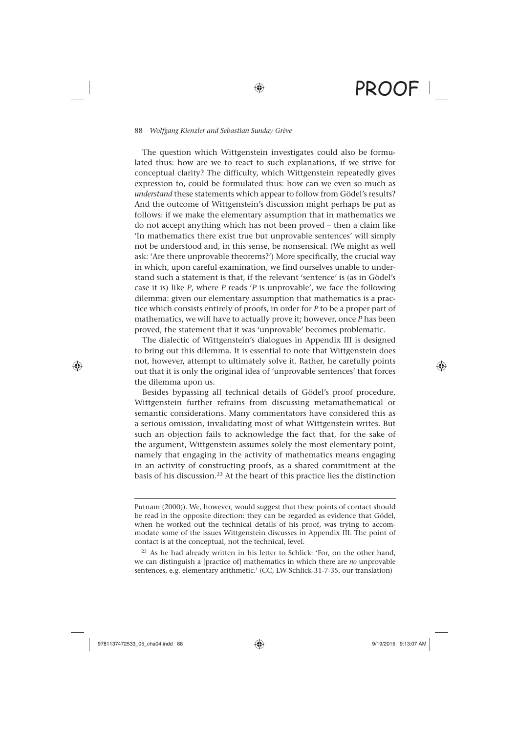The question which Wittgenstein investigates could also be formulated thus: how are we to react to such explanations, if we strive for conceptual clarity? The difficulty, which Wittgenstein repeatedly gives expression to, could be formulated thus: how can we even so much as *understand* these statements which appear to follow from Gödel's results? And the outcome of Wittgenstein's discussion might perhaps be put as follows: if we make the elementary assumption that in mathematics we do not accept anything which has not been proved – then a claim like 'In mathematics there exist true but unprovable sentences' will simply not be understood and, in this sense, be nonsensical. (We might as well ask: 'Are there unprovable theorems?') More specifically, the crucial way in which, upon careful examination, we find ourselves unable to understand such a statement is that, if the relevant 'sentence' is (as in Gödel's case it is) like *P*, where *P* reads '*P* is unprovable', we face the following dilemma: given our elementary assumption that mathematics is a practice which consists entirely of proofs, in order for *P* to be a proper part of mathematics, we will have to actually prove it; however, once *P* has been proved, the statement that it was 'unprovable' becomes problematic.

The dialectic of Wittgenstein's dialogues in Appendix III is designed to bring out this dilemma. It is essential to note that Wittgenstein does not, however, attempt to ultimately solve it. Rather, he carefully points out that it is only the original idea of 'unprovable sentences' that forces the dilemma upon us.

Besides bypassing all technical details of Gödel's proof procedure, Wittgenstein further refrains from discussing metamathematical or semantic considerations. Many commentators have considered this as a serious omission, invalidating most of what Wittgenstein writes. But such an objection fails to acknowledge the fact that, for the sake of the argument, Wittgenstein assumes solely the most elementary point, namely that engaging in the activity of mathematics means engaging in an activity of constructing proofs, as a shared commitment at the basis of his discussion.[23] At the heart of this practice lies the distinction

---

Putnam (2000)). We, however, would suggest that these points of contact should be read in the opposite direction: they can be regarded as evidence that Gödel, when he worked out the technical details of his proof, was trying to accommodate some of the issues Wittgenstein discusses in Appendix III. The point of contact is at the conceptual, not the technical, level.

[23] As he had already written in his letter to Schlick: 'For, on the other hand, we can distinguish a [practice of] mathematics in which there are *no* unprovable sentences, e.g. elementary arithmetic.' (CC, LW-Schlick-31-7-35, our translation)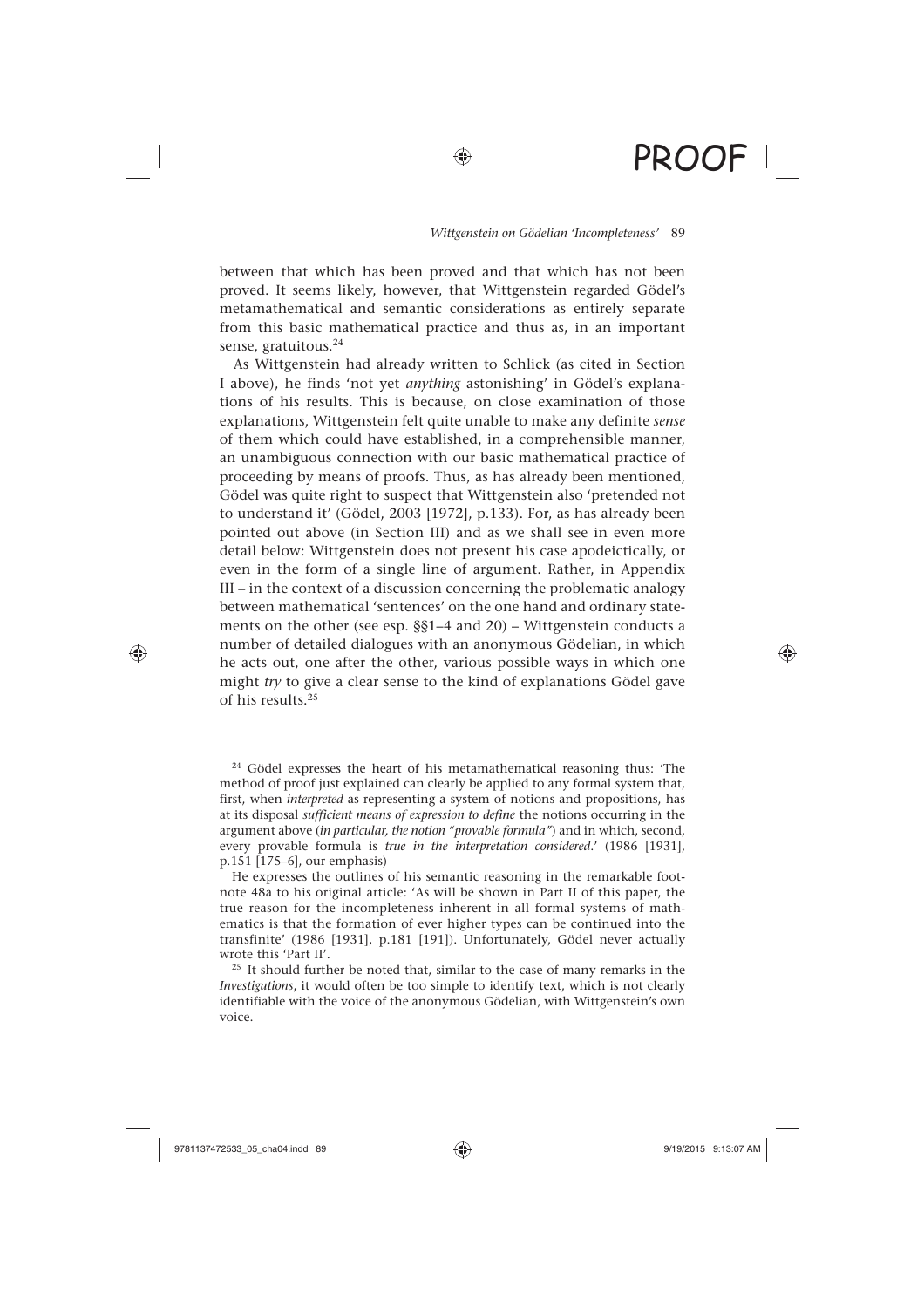between that which has been proved and that which has not been proved. It seems likely, however, that Wittgenstein regarded Gödel's metamathematical and semantic considerations as entirely separate from this basic mathematical practice and thus as, in an important sense, gratuitous.[24]

As Wittgenstein had already written to Schlick (as cited in Section I above), he finds 'not yet *anything* astonishing' in Gödel's explanations of his results. This is because, on close examination of those explanations, Wittgenstein felt quite unable to make any definite *sense* of them which could have established, in a comprehensible manner, an unambiguous connection with our basic mathematical practice of proceeding by means of proofs. Thus, as has already been mentioned, Gödel was quite right to suspect that Wittgenstein also 'pretended not to understand it' (Gödel, 2003 [1972], p.133). For, as has already been pointed out above (in Section III) and as we shall see in even more detail below: Wittgenstein does not present his case apodeictically, or even in the form of a single line of argument. Rather, in Appendix III – in the context of a discussion concerning the problematic analogy between mathematical 'sentences' on the one hand and ordinary statements on the other (see esp. §§1–4 and 20) – Wittgenstein conducts a number of detailed dialogues with an anonymous Gödelian, in which he acts out, one after the other, various possible ways in which one might *try* to give a clear sense to the kind of explanations Gödel gave of his results.[25]

---

[24] Gödel expresses the heart of his metamathematical reasoning thus: 'The method of proof just explained can clearly be applied to any formal system that, first, when *interpreted* as representing a system of notions and propositions, has at its disposal *sufficient means of expression to define* the notions occurring in the argument above (*in particular, the notion "provable formula"*) and in which, second, every provable formula is *true in the interpretation considered*.' (1986 [1931], p.151 [175–6], our emphasis)

He expresses the outlines of his semantic reasoning in the remarkable footnote 48a to his original article: 'As will be shown in Part II of this paper, the true reason for the incompleteness inherent in all formal systems of mathematics is that the formation of ever higher types can be continued into the transfinite' (1986 [1931], p.181 [191]). Unfortunately, Gödel never actually wrote this 'Part II'.

[25] It should further be noted that, similar to the case of many remarks in the *Investigations*, it would often be too simple to identify text, which is not clearly identifiable with the voice of the anonymous Gödelian, with Wittgenstein's own voice.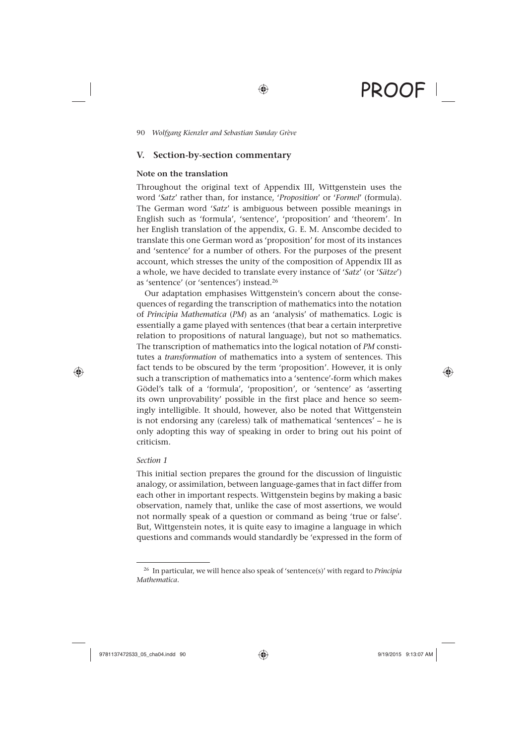## V. Section-by-section commentary

### Note on the translation

Throughout the original text of Appendix III, Wittgenstein uses the word '*Satz*' rather than, for instance, '*Proposition*' or '*Formel*' (formula). The German word '*Satz*' is ambiguous between possible meanings in English such as 'formula', 'sentence', 'proposition' and 'theorem'. In her English translation of the appendix, G. E. M. Anscombe decided to translate this one German word as 'proposition' for most of its instances and 'sentence' for a number of others. For the purposes of the present account, which stresses the unity of the composition of Appendix III as a whole, we have decided to translate every instance of '*Satz*' (or '*Sätze*') as 'sentence' (or 'sentences') instead.[26]

Our adaptation emphasises Wittgenstein's concern about the consequences of regarding the transcription of mathematics into the notation of *Principia Mathematica* (*PM*) as an 'analysis' of mathematics. Logic is essentially a game played with sentences (that bear a certain interpretive relation to propositions of natural language), but not so mathematics. The transcription of mathematics into the logical notation of *PM* constitutes a *transformation* of mathematics into a system of sentences. This fact tends to be obscured by the term 'proposition'. However, it is only such a transcription of mathematics into a 'sentence'-form which makes Gödel's talk of a 'formula', 'proposition', or 'sentence' as 'asserting its own unprovability' possible in the first place and hence so seemingly intelligible. It should, however, also be noted that Wittgenstein is not endorsing any (careless) talk of mathematical 'sentences' – he is only adopting this way of speaking in order to bring out his point of criticism.

*Section 1*

This initial section prepares the ground for the discussion of linguistic analogy, or assimilation, between language-games that in fact differ from each other in important respects. Wittgenstein begins by making a basic observation, namely that, unlike the case of most assertions, we would not normally speak of a question or command as being 'true or false'. But, Wittgenstein notes, it is quite easy to imagine a language in which questions and commands would standardly be 'expressed in the form of

[26] In particular, we will hence also speak of 'sentence(s)' with regard to *Principia Mathematica*.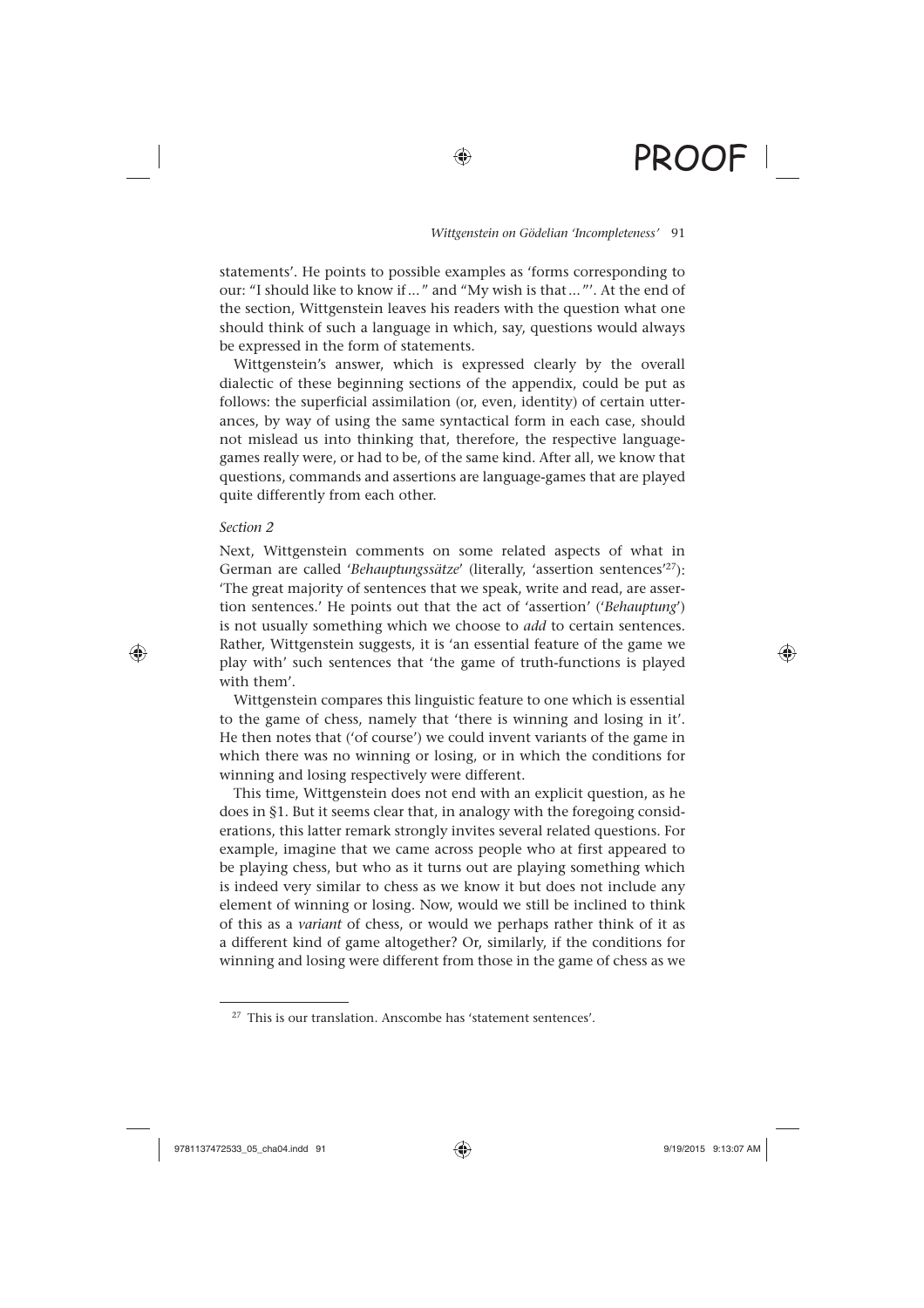statements'. He points to possible examples as 'forms corresponding to our: "I should like to know if…" and "My wish is that…"'. At the end of the section, Wittgenstein leaves his readers with the question what one should think of such a language in which, say, questions would always be expressed in the form of statements.

Wittgenstein's answer, which is expressed clearly by the overall dialectic of these beginning sections of the appendix, could be put as follows: the superficial assimilation (or, even, identity) of certain utterances, by way of using the same syntactical form in each case, should not mislead us into thinking that, therefore, the respective language-games really were, or had to be, of the same kind. After all, we know that questions, commands and assertions are language-games that are played quite differently from each other.

*Section 2*

Next, Wittgenstein comments on some related aspects of what in German are called '*Behauptungssätze*' (literally, 'assertion sentences'[27]): 'The great majority of sentences that we speak, write and read, are assertion sentences.' He points out that the act of 'assertion' ('*Behauptung*') is not usually something which we choose to *add* to certain sentences. Rather, Wittgenstein suggests, it is 'an essential feature of the game we play with' such sentences that 'the game of truth-functions is played with them'.

Wittgenstein compares this linguistic feature to one which is essential to the game of chess, namely that 'there is winning and losing in it'. He then notes that ('of course') we could invent variants of the game in which there was no winning or losing, or in which the conditions for winning and losing respectively were different.

This time, Wittgenstein does not end with an explicit question, as he does in §1. But it seems clear that, in analogy with the foregoing considerations, this latter remark strongly invites several related questions. For example, imagine that we came across people who at first appeared to be playing chess, but who as it turns out are playing something which is indeed very similar to chess as we know it but does not include any element of winning or losing. Now, would we still be inclined to think of this as a *variant* of chess, or would we perhaps rather think of it as a different kind of game altogether? Or, similarly, if the conditions for winning and losing were different from those in the game of chess as we

[27] This is our translation. Anscombe has 'statement sentences'.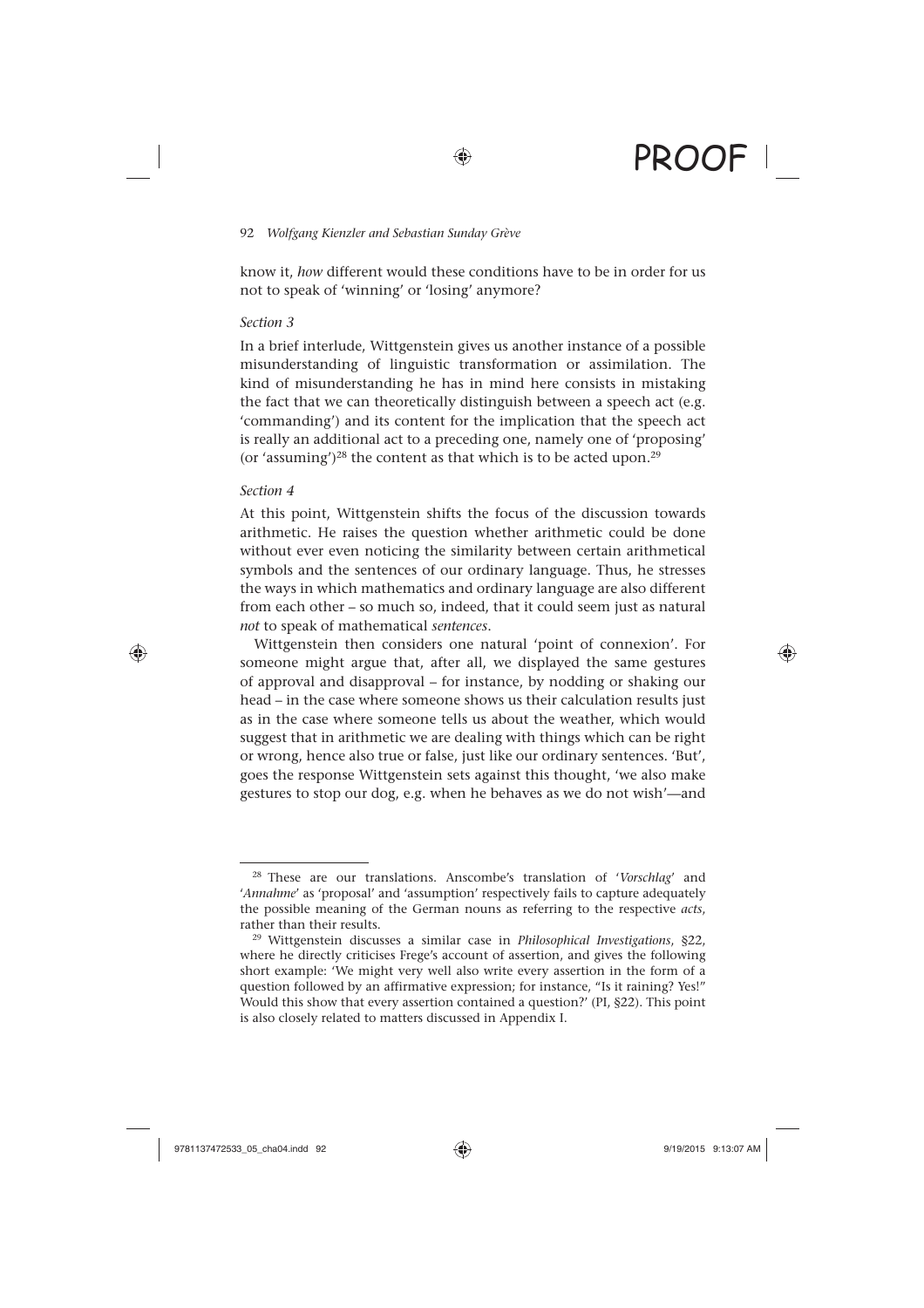know it, *how* different would these conditions have to be in order for us not to speak of 'winning' or 'losing' anymore?

*Section 3*

In a brief interlude, Wittgenstein gives us another instance of a possible misunderstanding of linguistic transformation or assimilation. The kind of misunderstanding he has in mind here consists in mistaking the fact that we can theoretically distinguish between a speech act (e.g. 'commanding') and its content for the implication that the speech act is really an additional act to a preceding one, namely one of 'proposing' (or 'assuming')[28] the content as that which is to be acted upon.[29]

*Section 4*

At this point, Wittgenstein shifts the focus of the discussion towards arithmetic. He raises the question whether arithmetic could be done without ever even noticing the similarity between certain arithmetical symbols and the sentences of our ordinary language. Thus, he stresses the ways in which mathematics and ordinary language are also different from each other – so much so, indeed, that it could seem just as natural *not* to speak of mathematical *sentences*.

Wittgenstein then considers one natural 'point of connexion'. For someone might argue that, after all, we displayed the same gestures of approval and disapproval – for instance, by nodding or shaking our head – in the case where someone shows us their calculation results just as in the case where someone tells us about the weather, which would suggest that in arithmetic we are dealing with things which can be right or wrong, hence also true or false, just like our ordinary sentences. 'But', goes the response Wittgenstein sets against this thought, 'we also make gestures to stop our dog, e.g. when he behaves as we do not wish'—and

---

[28] These are our translations. Anscombe's translation of '*Vorschlag*' and '*Annahme*' as 'proposal' and 'assumption' respectively fails to capture adequately the possible meaning of the German nouns as referring to the respective *acts*, rather than their results.

[29] Wittgenstein discusses a similar case in *Philosophical Investigations*, §22, where he directly criticises Frege's account of assertion, and gives the following short example: 'We might very well also write every assertion in the form of a question followed by an affirmative expression; for instance, "Is it raining? Yes!" Would this show that every assertion contained a question?' (PI, §22). This point is also closely related to matters discussed in Appendix I.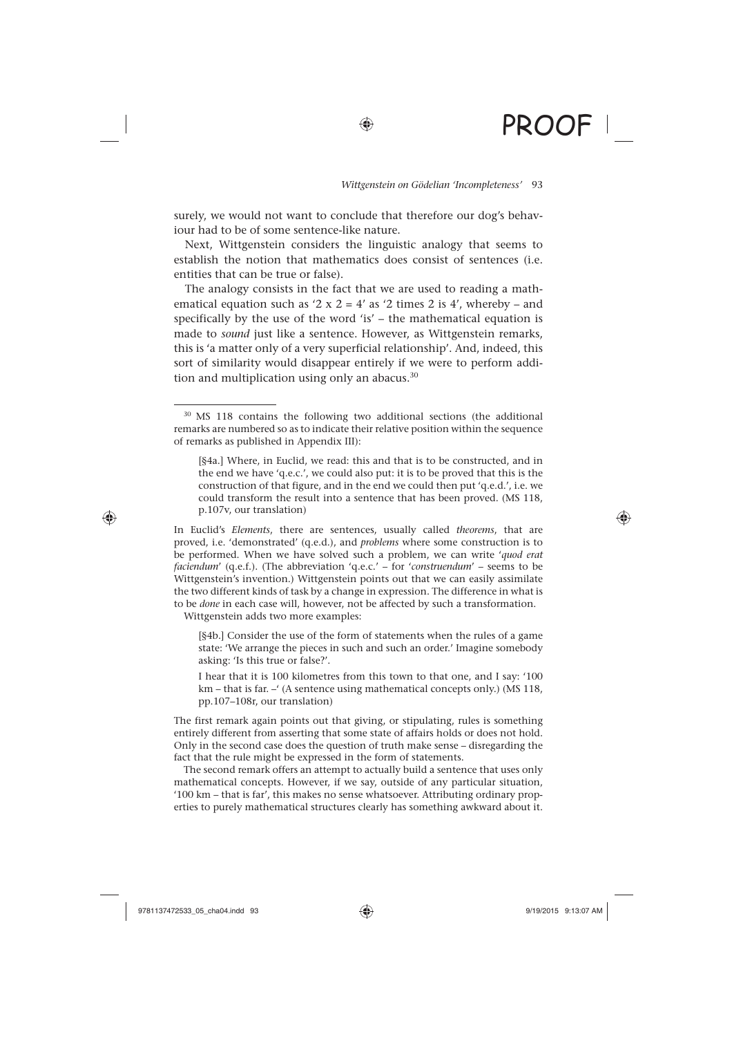surely, we would not want to conclude that therefore our dog's behaviour had to be of some sentence-like nature.

Next, Wittgenstein considers the linguistic analogy that seems to establish the notion that mathematics does consist of sentences (i.e. entities that can be true or false).

The analogy consists in the fact that we are used to reading a mathematical equation such as '2 x 2 = 4' as '2 times 2 is 4', whereby – and specifically by the use of the word 'is' – the mathematical equation is made to *sound* just like a sentence. However, as Wittgenstein remarks, this is 'a matter only of a very superficial relationship'. And, indeed, this sort of similarity would disappear entirely if we were to perform addition and multiplication using only an abacus.[30]

---

[30] MS 118 contains the following two additional sections (the additional remarks are numbered so as to indicate their relative position within the sequence of remarks as published in Appendix III):

> [§4a.] Where, in Euclid, we read: this and that is to be constructed, and in the end we have 'q.e.c.', we could also put: it is to be proved that this is the construction of that figure, and in the end we could then put 'q.e.d.', i.e. we could transform the result into a sentence that has been proved. (MS 118, p.107v, our translation)

In Euclid's *Elements*, there are sentences, usually called *theorems*, that are proved, i.e. 'demonstrated' (q.e.d.), and *problems* where some construction is to be performed. When we have solved such a problem, we can write '*quod erat faciendum*' (q.e.f.). (The abbreviation 'q.e.c.' – for '*construendum*' – seems to be Wittgenstein's invention.) Wittgenstein points out that we can easily assimilate the two different kinds of task by a change in expression. The difference in what is to be *done* in each case will, however, not be affected by such a transformation.

Wittgenstein adds two more examples:

> [§4b.] Consider the use of the form of statements when the rules of a game state: 'We arrange the pieces in such and such an order.' Imagine somebody asking: 'Is this true or false?'.
>
> I hear that it is 100 kilometres from this town to that one, and I say: '100 km – that is far. –' (A sentence using mathematical concepts only.) (MS 118, pp.107–108r, our translation)

The first remark again points out that giving, or stipulating, rules is something entirely different from asserting that some state of affairs holds or does not hold. Only in the second case does the question of truth make sense – disregarding the fact that the rule might be expressed in the form of statements.

The second remark offers an attempt to actually build a sentence that uses only mathematical concepts. However, if we say, outside of any particular situation, '100 km – that is far', this makes no sense whatsoever. Attributing ordinary properties to purely mathematical structures clearly has something awkward about it.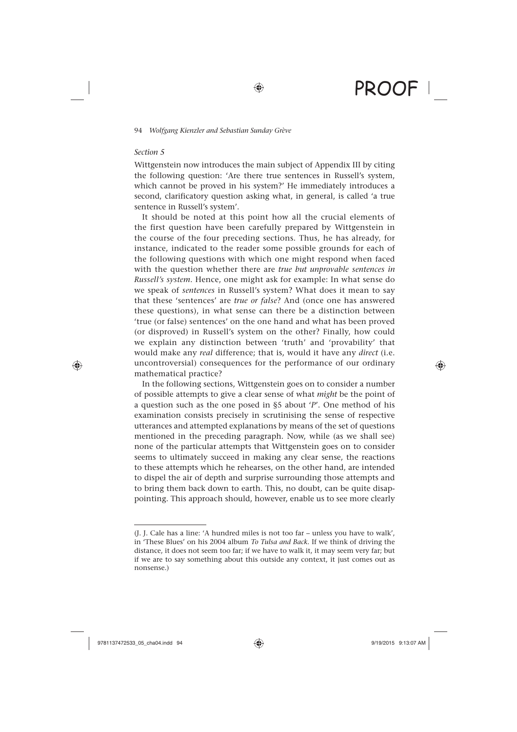*Section 5*

Wittgenstein now introduces the main subject of Appendix III by citing the following question: 'Are there true sentences in Russell's system, which cannot be proved in his system?' He immediately introduces a second, clarificatory question asking what, in general, is called 'a true sentence in Russell's system'.

It should be noted at this point how all the crucial elements of the first question have been carefully prepared by Wittgenstein in the course of the four preceding sections. Thus, he has already, for instance, indicated to the reader some possible grounds for each of the following questions with which one might respond when faced with the question whether there are *true but unprovable sentences in Russell's system*. Hence, one might ask for example: In what sense do we speak of *sentences* in Russell's system? What does it mean to say that these 'sentences' are *true or false*? And (once one has answered these questions), in what sense can there be a distinction between 'true (or false) sentences' on the one hand and what has been proved (or disproved) in Russell's system on the other? Finally, how could we explain any distinction between 'truth' and 'provability' that would make any *real* difference; that is, would it have any *direct* (i.e. uncontroversial) consequences for the performance of our ordinary mathematical practice?

In the following sections, Wittgenstein goes on to consider a number of possible attempts to give a clear sense of what *might* be the point of a question such as the one posed in §5 about '*P*'. One method of his examination consists precisely in scrutinising the sense of respective utterances and attempted explanations by means of the set of questions mentioned in the preceding paragraph. Now, while (as we shall see) none of the particular attempts that Wittgenstein goes on to consider seems to ultimately succeed in making any clear sense, the reactions to these attempts which he rehearses, on the other hand, are intended to dispel the air of depth and surprise surrounding those attempts and to bring them back down to earth. This, no doubt, can be quite disappointing. This approach should, however, enable us to see more clearly

---

(J. J. Cale has a line: 'A hundred miles is not too far – unless you have to walk', in 'These Blues' on his 2004 album *To Tulsa and Back*. If we think of driving the distance, it does not seem too far; if we have to walk it, it may seem very far; but if we are to say something about this outside any context, it just comes out as nonsense.)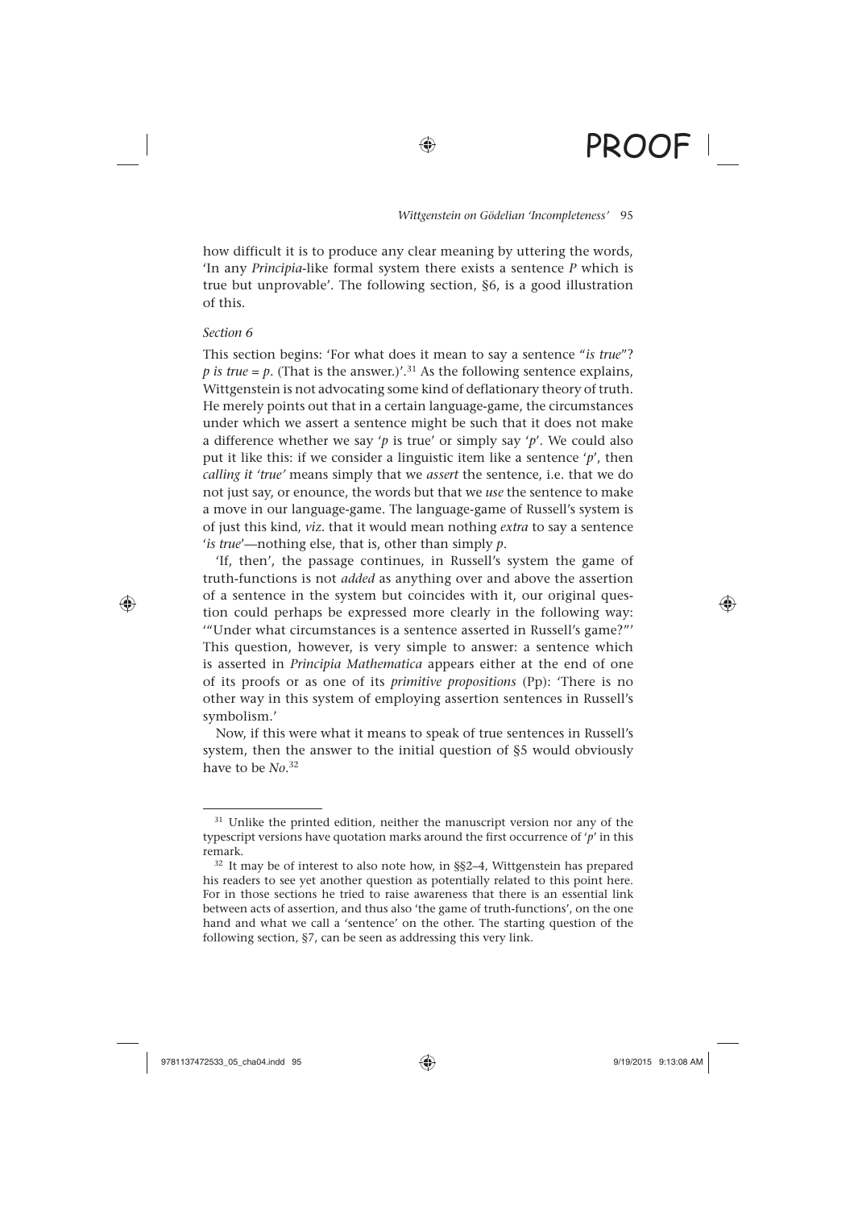how difficult it is to produce any clear meaning by uttering the words, 'In any *Principia*-like formal system there exists a sentence *P* which is true but unprovable'. The following section, §6, is a good illustration of this.

### *Section 6*

This section begins: 'For what does it mean to say a sentence "*is true*"? *p is true* = *p*. (That is the answer.)'.[31] As the following sentence explains, Wittgenstein is not advocating some kind of deflationary theory of truth. He merely points out that in a certain language-game, the circumstances under which we assert a sentence might be such that it does not make a difference whether we say '*p* is true' or simply say '*p*'. We could also put it like this: if we consider a linguistic item like a sentence '*p*', then *calling it 'true'* means simply that we *assert* the sentence, i.e. that we do not just say, or enounce, the words but that we *use* the sentence to make a move in our language-game. The language-game of Russell's system is of just this kind, *viz*. that it would mean nothing *extra* to say a sentence '*is true*'—nothing else, that is, other than simply *p*.

'If, then', the passage continues, in Russell's system the game of truth-functions is not *added* as anything over and above the assertion of a sentence in the system but coincides with it, our original question could perhaps be expressed more clearly in the following way: '"Under what circumstances is a sentence asserted in Russell's game?"' This question, however, is very simple to answer: a sentence which is asserted in *Principia Mathematica* appears either at the end of one of its proofs or as one of its *primitive propositions* (Pp): 'There is no other way in this system of employing assertion sentences in Russell's symbolism.'

Now, if this were what it means to speak of true sentences in Russell's system, then the answer to the initial question of §5 would obviously have to be *No*.[32]

---

[31] Unlike the printed edition, neither the manuscript version nor any of the typescript versions have quotation marks around the first occurrence of '*p*' in this remark.

[32] It may be of interest to also note how, in §§2–4, Wittgenstein has prepared his readers to see yet another question as potentially related to this point here. For in those sections he tried to raise awareness that there is an essential link between acts of assertion, and thus also 'the game of truth-functions', on the one hand and what we call a 'sentence' on the other. The starting question of the following section, §7, can be seen as addressing this very link.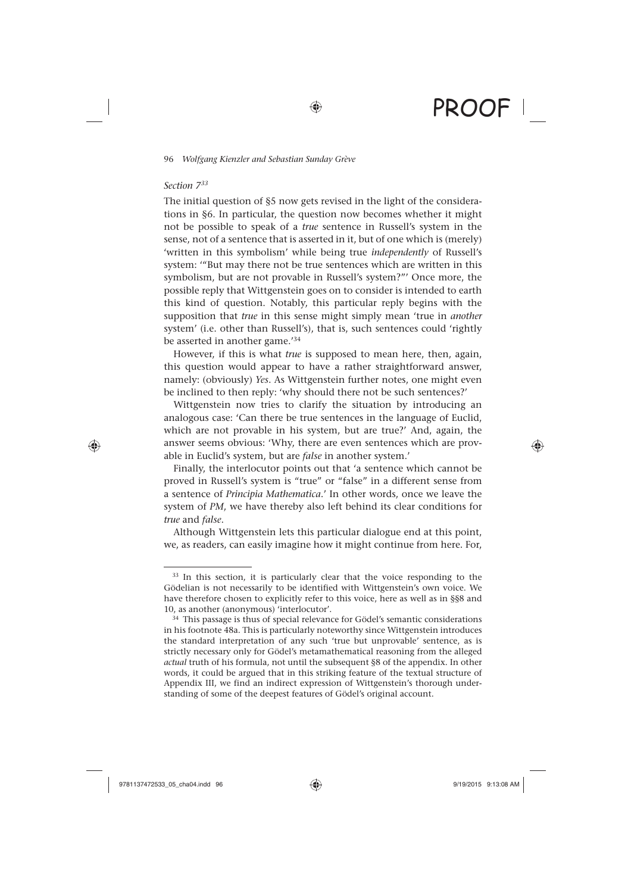*Section 7*[33]

The initial question of §5 now gets revised in the light of the considerations in §6. In particular, the question now becomes whether it might not be possible to speak of a *true* sentence in Russell's system in the sense, not of a sentence that is asserted in it, but of one which is (merely) 'written in this symbolism' while being true *independently* of Russell's system: '"But may there not be true sentences which are written in this symbolism, but are not provable in Russell's system?"' Once more, the possible reply that Wittgenstein goes on to consider is intended to earth this kind of question. Notably, this particular reply begins with the supposition that *true* in this sense might simply mean 'true in *another* system' (i.e. other than Russell's), that is, such sentences could 'rightly be asserted in another game.'[34]

However, if this is what *true* is supposed to mean here, then, again, this question would appear to have a rather straightforward answer, namely: (obviously) *Yes*. As Wittgenstein further notes, one might even be inclined to then reply: 'why should there not be such sentences?'

Wittgenstein now tries to clarify the situation by introducing an analogous case: 'Can there be true sentences in the language of Euclid, which are not provable in his system, but are true?' And, again, the answer seems obvious: 'Why, there are even sentences which are provable in Euclid's system, but are *false* in another system.'

Finally, the interlocutor points out that 'a sentence which cannot be proved in Russell's system is "true" or "false" in a different sense from a sentence of *Principia Mathematica*.' In other words, once we leave the system of *PM*, we have thereby also left behind its clear conditions for *true* and *false*.

Although Wittgenstein lets this particular dialogue end at this point, we, as readers, can easily imagine how it might continue from here. For,

---

[33] In this section, it is particularly clear that the voice responding to the Gödelian is not necessarily to be identified with Wittgenstein's own voice. We have therefore chosen to explicitly refer to this voice, here as well as in §§8 and 10, as another (anonymous) 'interlocutor'.

[34] This passage is thus of special relevance for Gödel's semantic considerations in his footnote 48a. This is particularly noteworthy since Wittgenstein introduces the standard interpretation of any such 'true but unprovable' sentence, as is strictly necessary only for Gödel's metamathematical reasoning from the alleged *actual* truth of his formula, not until the subsequent §8 of the appendix. In other words, it could be argued that in this striking feature of the textual structure of Appendix III, we find an indirect expression of Wittgenstein's thorough understanding of some of the deepest features of Gödel's original account.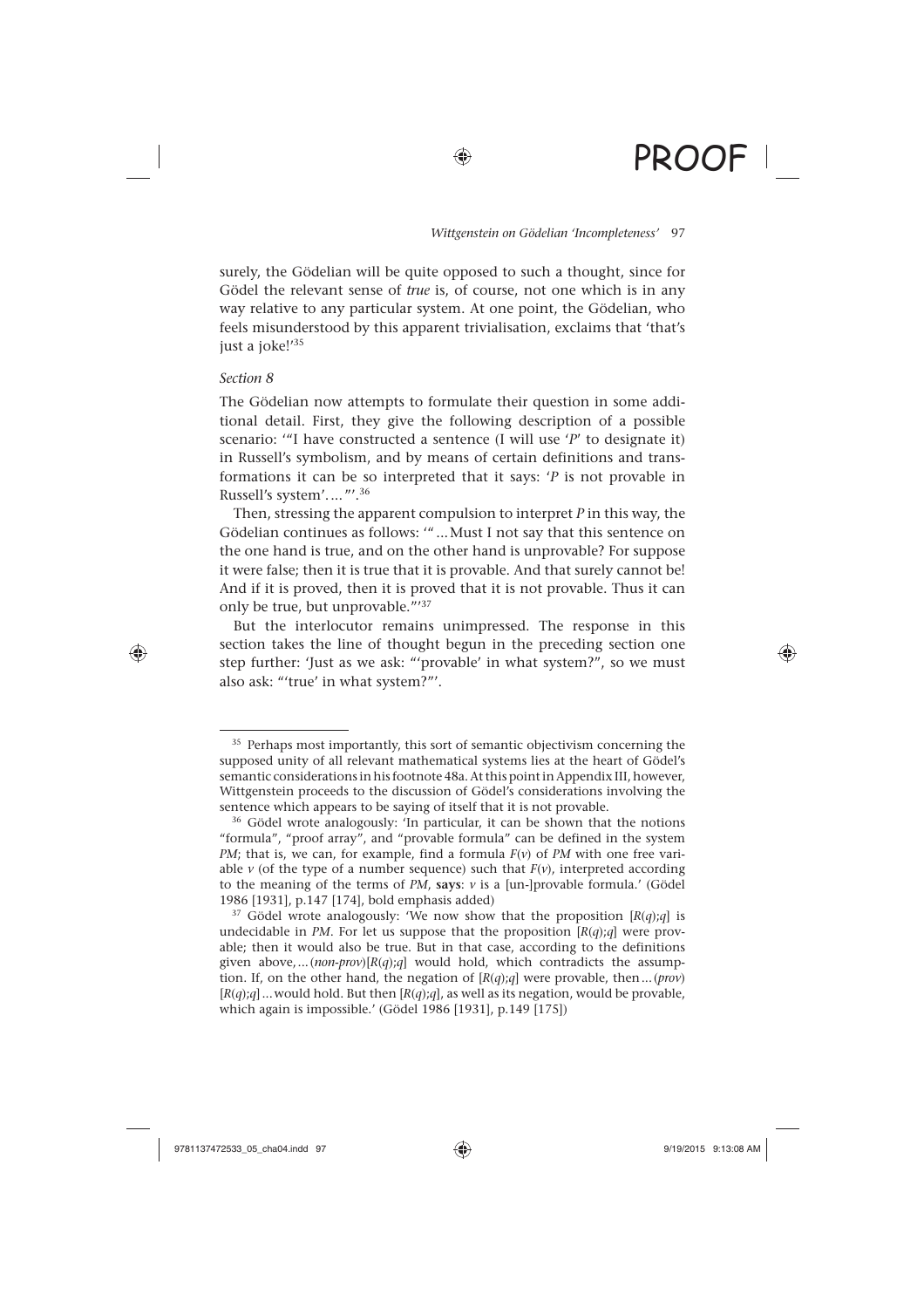surely, the Gödelian will be quite opposed to such a thought, since for Gödel the relevant sense of *true* is, of course, not one which is in any way relative to any particular system. At one point, the Gödelian, who feels misunderstood by this apparent trivialisation, exclaims that 'that's just a joke!'[35]

*Section 8*

The Gödelian now attempts to formulate their question in some additional detail. First, they give the following description of a possible scenario: '"I have constructed a sentence (I will use '*P*' to designate it) in Russell's symbolism, and by means of certain definitions and transformations it can be so interpreted that it says: '*P* is not provable in Russell's system'...."'.[36]

Then, stressing the apparent compulsion to interpret *P* in this way, the Gödelian continues as follows: '"...Must I not say that this sentence on the one hand is true, and on the other hand is unprovable? For suppose it were false; then it is true that it is provable. And that surely cannot be! And if it is proved, then it is proved that it is not provable. Thus it can only be true, but unprovable."'[37]

But the interlocutor remains unimpressed. The response in this section takes the line of thought begun in the preceding section one step further: 'Just as we ask: "'provable' in what system?", so we must also ask: "'true' in what system?"'.

---

[35] Perhaps most importantly, this sort of semantic objectivism concerning the supposed unity of all relevant mathematical systems lies at the heart of Gödel's semantic considerations in his footnote 48a. At this point in Appendix III, however, Wittgenstein proceeds to the discussion of Gödel's considerations involving the sentence which appears to be saying of itself that it is not provable.

[36] Gödel wrote analogously: 'In particular, it can be shown that the notions "formula", "proof array", and "provable formula" can be defined in the system *PM*; that is, we can, for example, find a formula $F(v)$ of *PM* with one free variable $v$ (of the type of a number sequence) such that $F(v)$, interpreted according to the meaning of the terms of *PM*, **says**: $v$ is a [un-]provable formula.' (Gödel 1986 [1931], p.147 [174], bold emphasis added)

[37] Gödel wrote analogously: 'We now show that the proposition $[R(q);q]$ is undecidable in *PM*. For let us suppose that the proposition $[R(q);q]$ were provable; then it would also be true. But in that case, according to the definitions given above,...(*non-prov*)$[R(q);q]$ would hold, which contradicts the assumption. If, on the other hand, the negation of $[R(q);q]$ were provable, then...(*prov*) $[R(q);q]$...would hold. But then $[R(q);q]$, as well as its negation, would be provable, which again is impossible.' (Gödel 1986 [1931], p.149 [175])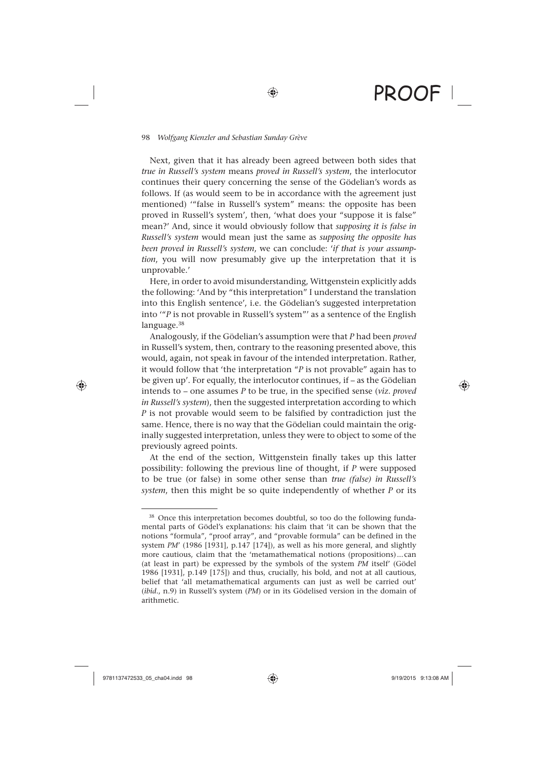Next, given that it has already been agreed between both sides that *true in Russell's system* means *proved in Russell's system*, the interlocutor continues their query concerning the sense of the Gödelian's words as follows. If (as would seem to be in accordance with the agreement just mentioned) '"false in Russell's system" means: the opposite has been proved in Russell's system', then, 'what does your "suppose it is false" mean?' And, since it would obviously follow that *supposing it is false in Russell's system* would mean just the same as *supposing the opposite has been proved in Russell's system*, we can conclude: '*if that is your assumption*, you will now presumably give up the interpretation that it is unprovable.'

Here, in order to avoid misunderstanding, Wittgenstein explicitly adds the following: 'And by "this interpretation" I understand the translation into this English sentence', i.e. the Gödelian's suggested interpretation into '"*P* is not provable in Russell's system"' as a sentence of the English language.[38]

Analogously, if the Gödelian's assumption were that *P* had been *proved* in Russell's system, then, contrary to the reasoning presented above, this would, again, not speak in favour of the intended interpretation. Rather, it would follow that 'the interpretation "*P* is not provable" again has to be given up'. For equally, the interlocutor continues, if – as the Gödelian intends to – one assumes *P* to be true, in the specified sense (*viz. proved in Russell's system*), then the suggested interpretation according to which *P* is not provable would seem to be falsified by contradiction just the same. Hence, there is no way that the Gödelian could maintain the originally suggested interpretation, unless they were to object to some of the previously agreed points.

At the end of the section, Wittgenstein finally takes up this latter possibility: following the previous line of thought, if *P* were supposed to be true (or false) in some other sense than *true (false) in Russell's system*, then this might be so quite independently of whether *P* or its

---

[38] Once this interpretation becomes doubtful, so too do the following fundamental parts of Gödel's explanations: his claim that 'it can be shown that the notions "formula", "proof array", and "provable formula" can be defined in the system *PM*' (1986 [1931], p.147 [174]), as well as his more general, and slightly more cautious, claim that the 'metamathematical notions (propositions)…can (at least in part) be expressed by the symbols of the system *PM* itself' (Gödel 1986 [1931], p.149 [175]) and thus, crucially, his bold, and not at all cautious, belief that 'all metamathematical arguments can just as well be carried out' (*ibid*., n.9) in Russell's system (*PM*) or in its Gödelised version in the domain of arithmetic.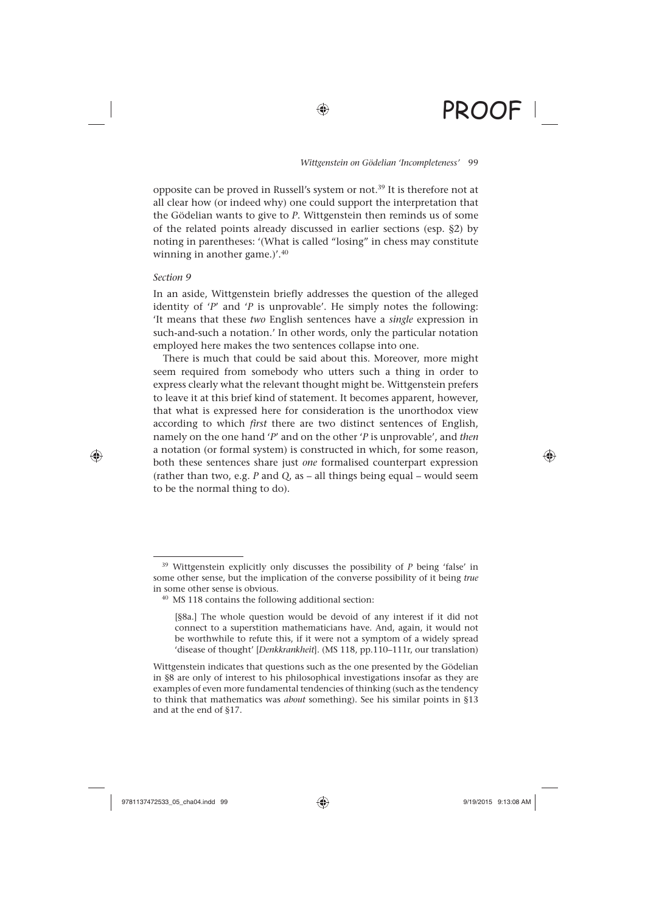opposite can be proved in Russell's system or not.[39] It is therefore not at all clear how (or indeed why) one could support the interpretation that the Gödelian wants to give to *P*. Wittgenstein then reminds us of some of the related points already discussed in earlier sections (esp. §2) by noting in parentheses: '(What is called "losing" in chess may constitute winning in another game.)'.[40]

*Section 9*

In an aside, Wittgenstein briefly addresses the question of the alleged identity of '*P*' and '*P* is unprovable'. He simply notes the following: 'It means that these *two* English sentences have a *single* expression in such-and-such a notation.' In other words, only the particular notation employed here makes the two sentences collapse into one.

There is much that could be said about this. Moreover, more might seem required from somebody who utters such a thing in order to express clearly what the relevant thought might be. Wittgenstein prefers to leave it at this brief kind of statement. It becomes apparent, however, that what is expressed here for consideration is the unorthodox view according to which *first* there are two distinct sentences of English, namely on the one hand '*P*' and on the other '*P* is unprovable', and *then* a notation (or formal system) is constructed in which, for some reason, both these sentences share just *one* formalised counterpart expression (rather than two, e.g. *P* and *Q*, as – all things being equal – would seem to be the normal thing to do).

---

[39] Wittgenstein explicitly only discusses the possibility of *P* being 'false' in some other sense, but the implication of the converse possibility of it being *true* in some other sense is obvious.

[40] MS 118 contains the following additional section:

> [§8a.] The whole question would be devoid of any interest if it did not connect to a superstition mathematicians have. And, again, it would not be worthwhile to refute this, if it were not a symptom of a widely spread 'disease of thought' [*Denkkrankheit*]. (MS 118, pp.110–111r, our translation)

Wittgenstein indicates that questions such as the one presented by the Gödelian in §8 are only of interest to his philosophical investigations insofar as they are examples of even more fundamental tendencies of thinking (such as the tendency to think that mathematics was *about* something). See his similar points in §13 and at the end of §17.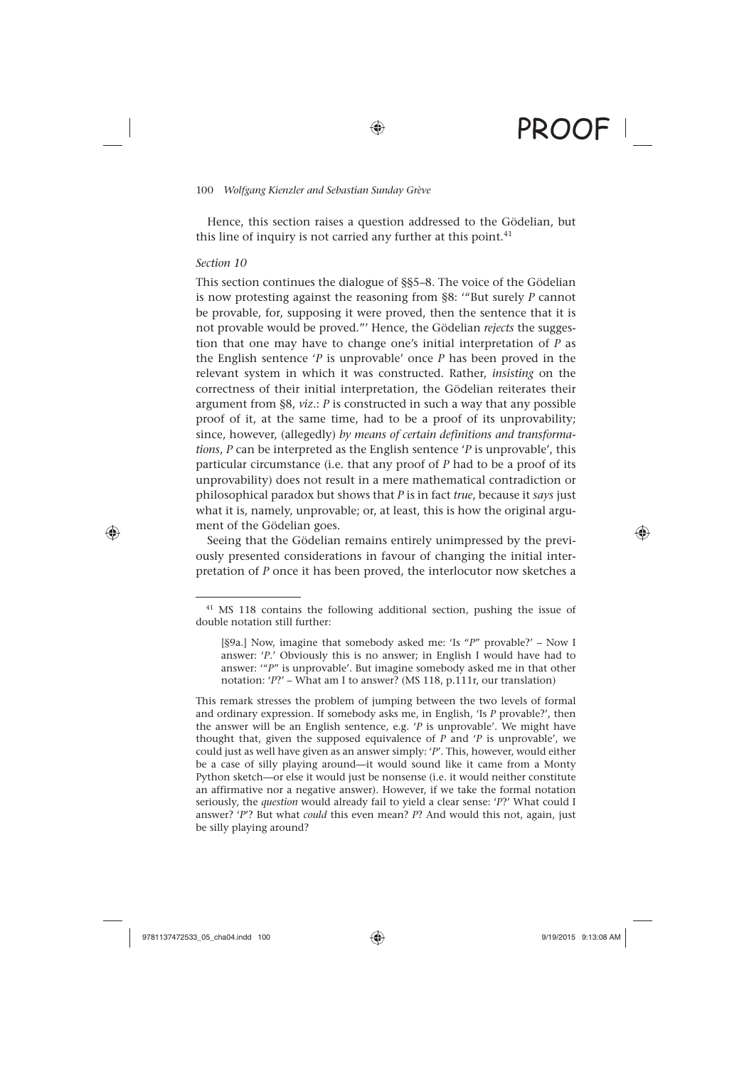Hence, this section raises a question addressed to the Gödelian, but this line of inquiry is not carried any further at this point.[41]

*Section 10*

This section continues the dialogue of §§5–8. The voice of the Gödelian is now protesting against the reasoning from §8: '"But surely *P* cannot be provable, for, supposing it were proved, then the sentence that it is not provable would be proved."' Hence, the Gödelian *rejects* the suggestion that one may have to change one's initial interpretation of *P* as the English sentence '*P* is unprovable' once *P* has been proved in the relevant system in which it was constructed. Rather, *insisting* on the correctness of their initial interpretation, the Gödelian reiterates their argument from §8, *viz*.: *P* is constructed in such a way that any possible proof of it, at the same time, had to be a proof of its unprovability; since, however, (allegedly) *by means of certain definitions and transformations*, *P* can be interpreted as the English sentence '*P* is unprovable', this particular circumstance (i.e. that any proof of *P* had to be a proof of its unprovability) does not result in a mere mathematical contradiction or philosophical paradox but shows that *P* is in fact *true*, because it *says* just what it is, namely, unprovable; or, at least, this is how the original argument of the Gödelian goes.

Seeing that the Gödelian remains entirely unimpressed by the previously presented considerations in favour of changing the initial interpretation of *P* once it has been proved, the interlocutor now sketches a

---

[41] MS 118 contains the following additional section, pushing the issue of double notation still further:

> [§9a.] Now, imagine that somebody asked me: 'Is "*P*" provable?' – Now I answer: '*P*.' Obviously this is no answer; in English I would have had to answer: '"*P*" is unprovable'. But imagine somebody asked me in that other notation: '*P*?' – What am I to answer? (MS 118, p.111r, our translation)

This remark stresses the problem of jumping between the two levels of formal and ordinary expression. If somebody asks me, in English, 'Is *P* provable?', then the answer will be an English sentence, e.g. '*P* is unprovable'. We might have thought that, given the supposed equivalence of *P* and '*P* is unprovable', we could just as well have given as an answer simply: '*P*'. This, however, would either be a case of silly playing around—it would sound like it came from a Monty Python sketch—or else it would just be nonsense (i.e. it would neither constitute an affirmative nor a negative answer). However, if we take the formal notation seriously, the *question* would already fail to yield a clear sense: '*P*?' What could I answer? '*P*'? But what *could* this even mean? *P*? And would this not, again, just be silly playing around?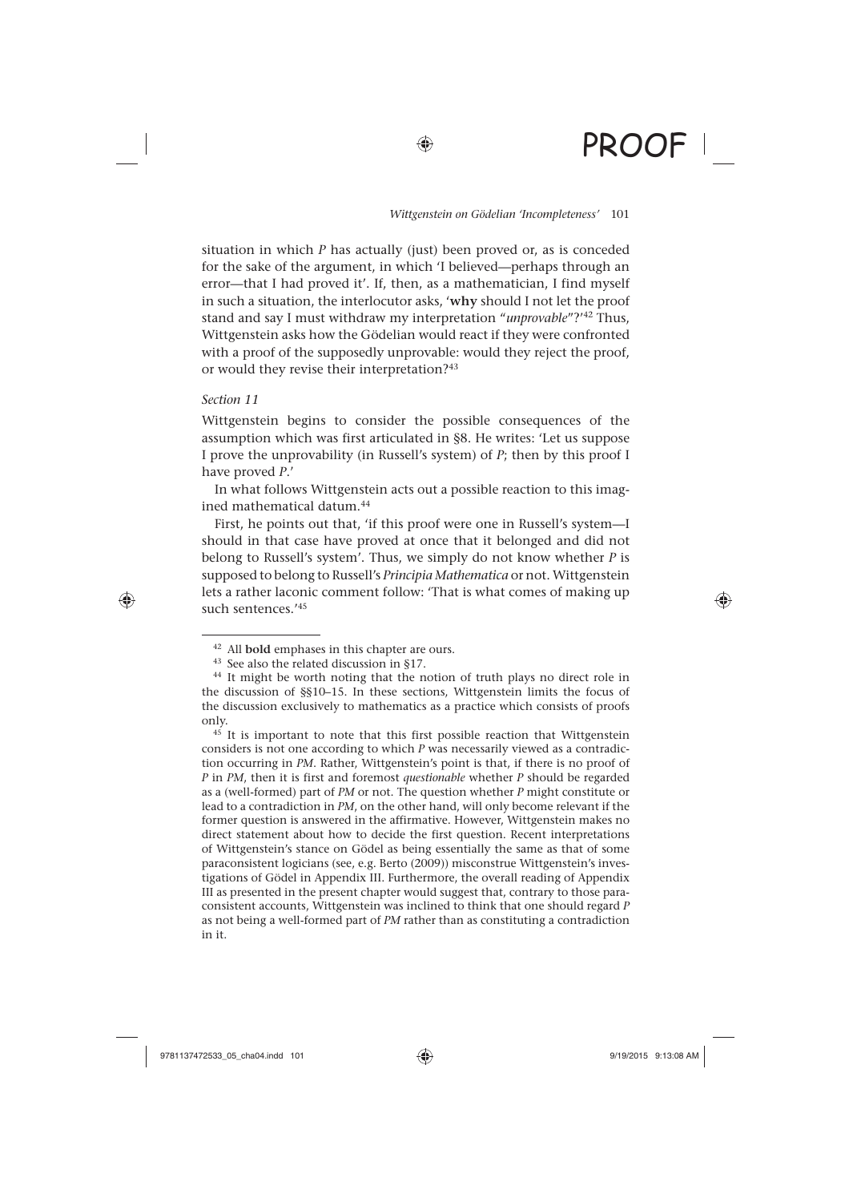situation in which *P* has actually (just) been proved or, as is conceded for the sake of the argument, in which 'I believed—perhaps through an error—that I had proved it'. If, then, as a mathematician, I find myself in such a situation, the interlocutor asks, '**why** should I not let the proof stand and say I must withdraw my interpretation "*unprovable*"?'[42] Thus, Wittgenstein asks how the Gödelian would react if they were confronted with a proof of the supposedly unprovable: would they reject the proof, or would they revise their interpretation?[43]

*Section 11*

Wittgenstein begins to consider the possible consequences of the assumption which was first articulated in §8. He writes: 'Let us suppose I prove the unprovability (in Russell's system) of *P*; then by this proof I have proved *P*.'

In what follows Wittgenstein acts out a possible reaction to this imagined mathematical datum.[44]

First, he points out that, 'if this proof were one in Russell's system—I should in that case have proved at once that it belonged and did not belong to Russell's system'. Thus, we simply do not know whether *P* is supposed to belong to Russell's *Principia Mathematica* or not. Wittgenstein lets a rather laconic comment follow: 'That is what comes of making up such sentences.'[45]

---

[42] All **bold** emphases in this chapter are ours.

[43] See also the related discussion in §17.

[44] It might be worth noting that the notion of truth plays no direct role in the discussion of §§10–15. In these sections, Wittgenstein limits the focus of the discussion exclusively to mathematics as a practice which consists of proofs only.

[45] It is important to note that this first possible reaction that Wittgenstein considers is not one according to which *P* was necessarily viewed as a contradiction occurring in *PM*. Rather, Wittgenstein's point is that, if there is no proof of *P* in *PM*, then it is first and foremost *questionable* whether *P* should be regarded as a (well-formed) part of *PM* or not. The question whether *P* might constitute or lead to a contradiction in *PM*, on the other hand, will only become relevant if the former question is answered in the affirmative. However, Wittgenstein makes no direct statement about how to decide the first question. Recent interpretations of Wittgenstein's stance on Gödel as being essentially the same as that of some paraconsistent logicians (see, e.g. Berto (2009)) misconstrue Wittgenstein's investigations of Gödel in Appendix III. Furthermore, the overall reading of Appendix III as presented in the present chapter would suggest that, contrary to those paraconsistent accounts, Wittgenstein was inclined to think that one should regard *P* as not being a well-formed part of *PM* rather than as constituting a contradiction in it.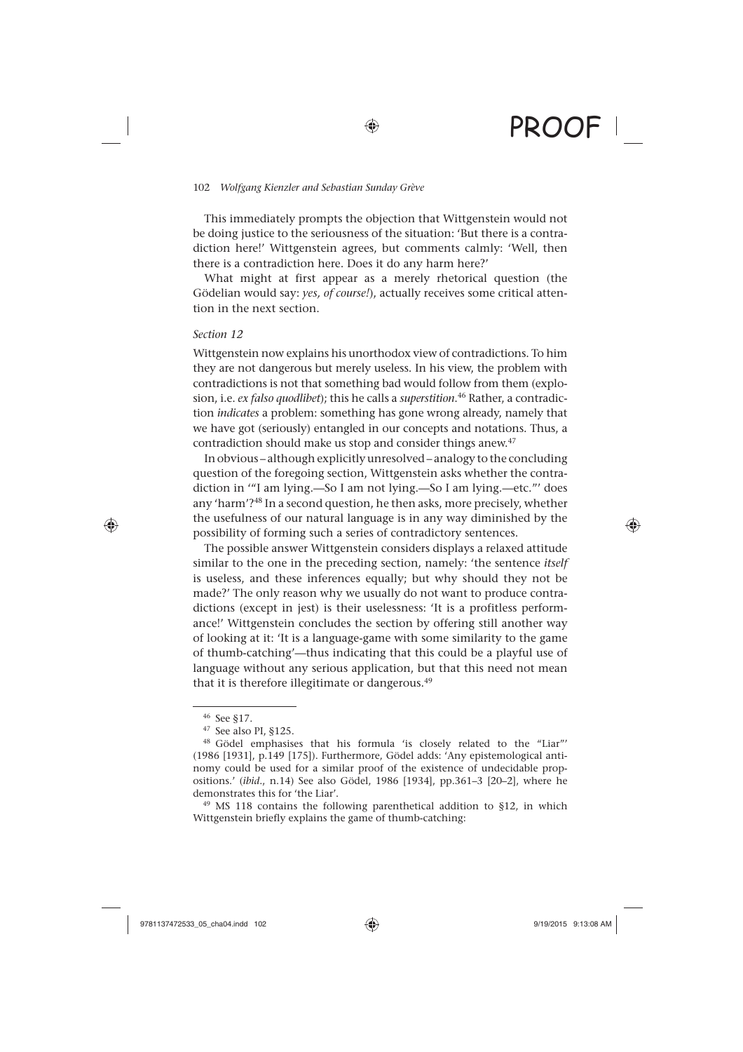This immediately prompts the objection that Wittgenstein would not be doing justice to the seriousness of the situation: 'But there is a contradiction here!' Wittgenstein agrees, but comments calmly: 'Well, then there is a contradiction here. Does it do any harm here?'

What might at first appear as a merely rhetorical question (the Gödelian would say: *yes, of course!*), actually receives some critical attention in the next section.

*Section 12*

Wittgenstein now explains his unorthodox view of contradictions. To him they are not dangerous but merely useless. In his view, the problem with contradictions is not that something bad would follow from them (explosion, i.e. *ex falso quodlibet*); this he calls a *superstition*.[46] Rather, a contradiction *indicates* a problem: something has gone wrong already, namely that we have got (seriously) entangled in our concepts and notations. Thus, a contradiction should make us stop and consider things anew.[47]

In obvious – although explicitly unresolved – analogy to the concluding question of the foregoing section, Wittgenstein asks whether the contradiction in '"I am lying.—So I am not lying.—So I am lying.—etc."' does any 'harm'?[48] In a second question, he then asks, more precisely, whether the usefulness of our natural language is in any way diminished by the possibility of forming such a series of contradictory sentences.

The possible answer Wittgenstein considers displays a relaxed attitude similar to the one in the preceding section, namely: 'the sentence *itself* is useless, and these inferences equally; but why should they not be made?' The only reason why we usually do not want to produce contradictions (except in jest) is their uselessness: 'It is a profitless performance!' Wittgenstein concludes the section by offering still another way of looking at it: 'It is a language-game with some similarity to the game of thumb-catching'—thus indicating that this could be a playful use of language without any serious application, but that this need not mean that it is therefore illegitimate or dangerous.[49]

---

[46] See §17.

[47] See also PI, §125.

[48] Gödel emphasises that his formula 'is closely related to the "Liar"' (1986 [1931], p.149 [175]). Furthermore, Gödel adds: 'Any epistemological antinomy could be used for a similar proof of the existence of undecidable propositions.' (*ibid*., n.14) See also Gödel, 1986 [1934], pp.361–3 [20–2], where he demonstrates this for 'the Liar'.

[49] MS 118 contains the following parenthetical addition to §12, in which Wittgenstein briefly explains the game of thumb-catching: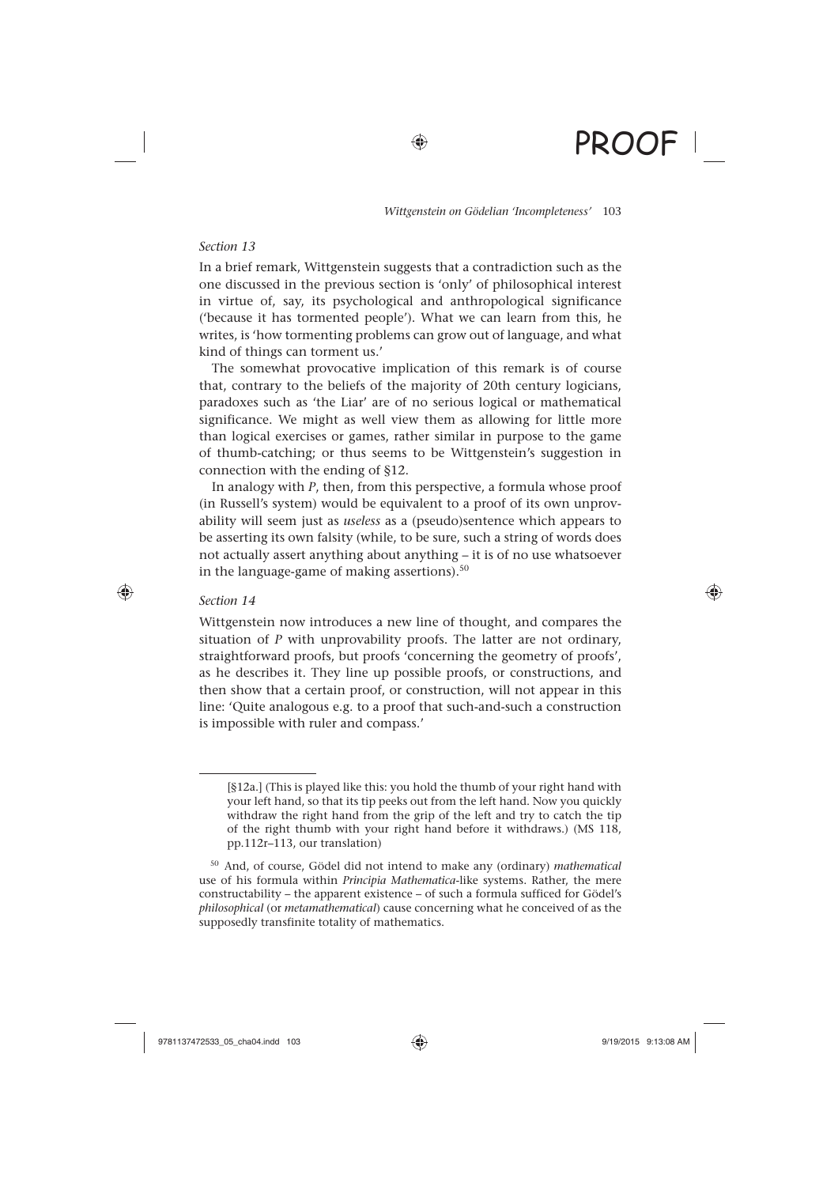*Section 13*

In a brief remark, Wittgenstein suggests that a contradiction such as the one discussed in the previous section is 'only' of philosophical interest in virtue of, say, its psychological and anthropological significance ('because it has tormented people'). What we can learn from this, he writes, is 'how tormenting problems can grow out of language, and what kind of things can torment us.'

The somewhat provocative implication of this remark is of course that, contrary to the beliefs of the majority of 20th century logicians, paradoxes such as 'the Liar' are of no serious logical or mathematical significance. We might as well view them as allowing for little more than logical exercises or games, rather similar in purpose to the game of thumb-catching; or thus seems to be Wittgenstein's suggestion in connection with the ending of §12.

In analogy with *P*, then, from this perspective, a formula whose proof (in Russell's system) would be equivalent to a proof of its own unprovability will seem just as *useless* as a (pseudo)sentence which appears to be asserting its own falsity (while, to be sure, such a string of words does not actually assert anything about anything – it is of no use whatsoever in the language-game of making assertions).[50]

*Section 14*

Wittgenstein now introduces a new line of thought, and compares the situation of *P* with unprovability proofs. The latter are not ordinary, straightforward proofs, but proofs 'concerning the geometry of proofs', as he describes it. They line up possible proofs, or constructions, and then show that a certain proof, or construction, will not appear in this line: 'Quite analogous e.g. to a proof that such-and-such a construction is impossible with ruler and compass.'

---

[§12a.] (This is played like this: you hold the thumb of your right hand with your left hand, so that its tip peeks out from the left hand. Now you quickly withdraw the right hand from the grip of the left and try to catch the tip of the right thumb with your right hand before it withdraws.) (MS 118, pp.112r–113, our translation)

[50] And, of course, Gödel did not intend to make any (ordinary) *mathematical* use of his formula within *Principia Mathematica*-like systems. Rather, the mere constructability – the apparent existence – of such a formula sufficed for Gödel's *philosophical* (or *metamathematical*) cause concerning what he conceived of as the supposedly transfinite totality of mathematics.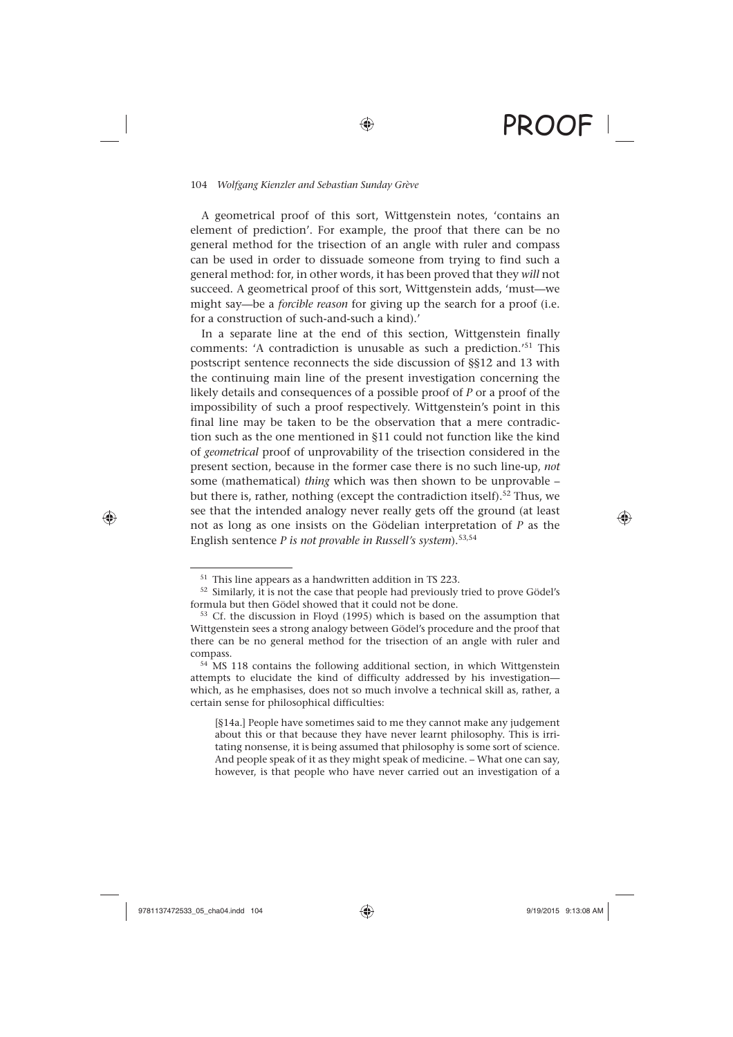A geometrical proof of this sort, Wittgenstein notes, 'contains an element of prediction'. For example, the proof that there can be no general method for the trisection of an angle with ruler and compass can be used in order to dissuade someone from trying to find such a general method: for, in other words, it has been proved that they *will* not succeed. A geometrical proof of this sort, Wittgenstein adds, 'must—we might say—be a *forcible reason* for giving up the search for a proof (i.e. for a construction of such-and-such a kind).'

In a separate line at the end of this section, Wittgenstein finally comments: 'A contradiction is unusable as such a prediction.'[51] This postscript sentence reconnects the side discussion of §§12 and 13 with the continuing main line of the present investigation concerning the likely details and consequences of a possible proof of *P* or a proof of the impossibility of such a proof respectively. Wittgenstein's point in this final line may be taken to be the observation that a mere contradiction such as the one mentioned in §11 could not function like the kind of *geometrical* proof of unprovability of the trisection considered in the present section, because in the former case there is no such line-up, *not* some (mathematical) *thing* which was then shown to be unprovable – but there is, rather, nothing (except the contradiction itself).[52] Thus, we see that the intended analogy never really gets off the ground (at least not as long as one insists on the Gödelian interpretation of *P* as the English sentence *P is not provable in Russell's system*).[53,54]

---

[51] This line appears as a handwritten addition in TS 223.

[52] Similarly, it is not the case that people had previously tried to prove Gödel's formula but then Gödel showed that it could not be done.

[53] Cf. the discussion in Floyd (1995) which is based on the assumption that Wittgenstein sees a strong analogy between Gödel's procedure and the proof that there can be no general method for the trisection of an angle with ruler and compass.

[54] MS 118 contains the following additional section, in which Wittgenstein attempts to elucidate the kind of difficulty addressed by his investigation—which, as he emphasises, does not so much involve a technical skill as, rather, a certain sense for philosophical difficulties:

> [§14a.] People have sometimes said to me they cannot make any judgement about this or that because they have never learnt philosophy. This is irritating nonsense, it is being assumed that philosophy is some sort of science. And people speak of it as they might speak of medicine. – What one can say, however, is that people who have never carried out an investigation of a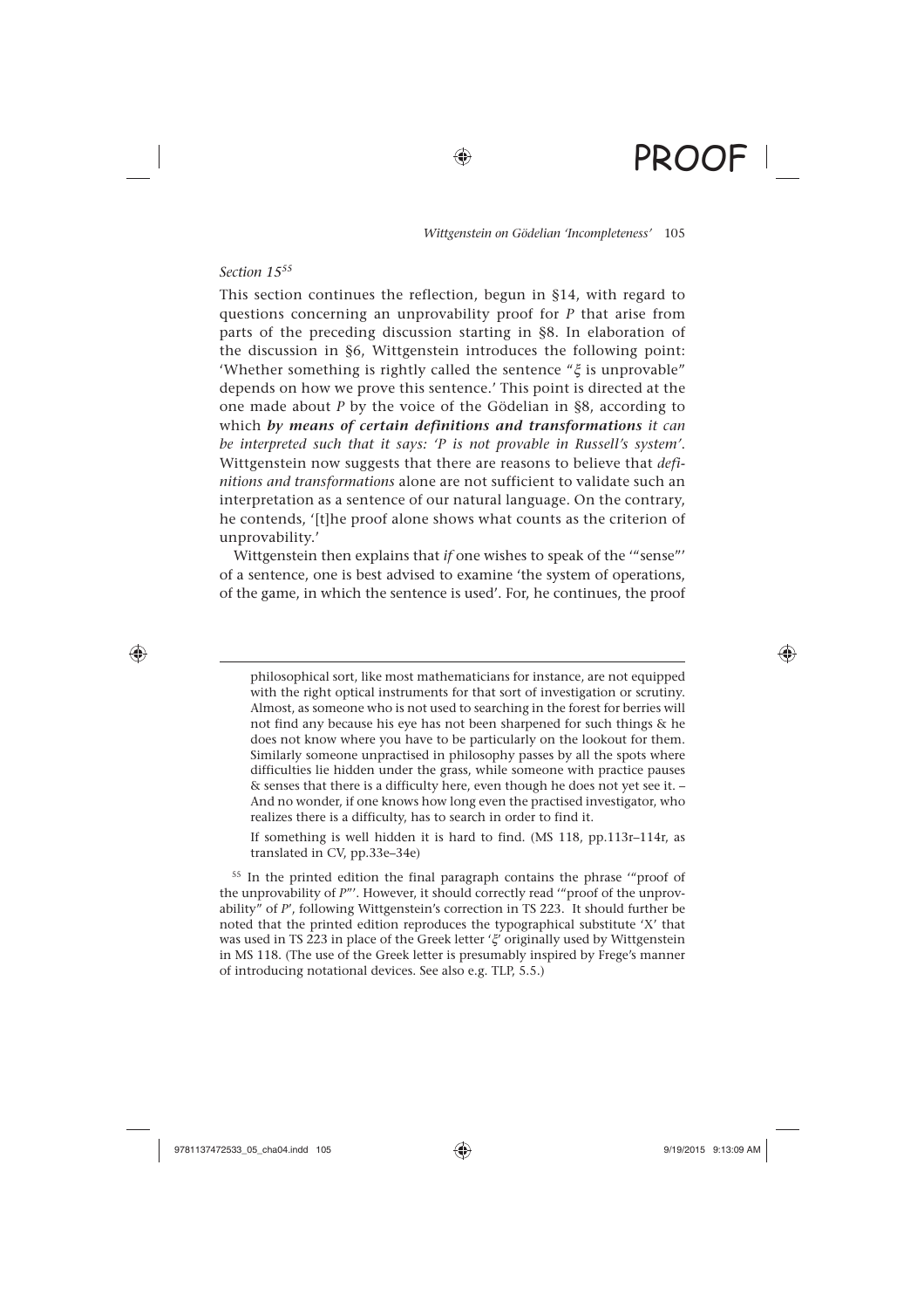*Section 15*[55]

This section continues the reflection, begun in §14, with regard to questions concerning an unprovability proof for *P* that arise from parts of the preceding discussion starting in §8. In elaboration of the discussion in §6, Wittgenstein introduces the following point: 'Whether something is rightly called the sentence "$\xi$ is unprovable" depends on how we prove this sentence.' This point is directed at the one made about *P* by the voice of the Gödelian in §8, according to which ***by means of certain definitions and transformations*** *it can be interpreted such that it says: 'P is not provable in Russell's system'*. Wittgenstein now suggests that there are reasons to believe that *definitions and transformations* alone are not sufficient to validate such an interpretation as a sentence of our natural language. On the contrary, he contends, '[t]he proof alone shows what counts as the criterion of unprovability.'

Wittgenstein then explains that *if* one wishes to speak of the '"sense"' of a sentence, one is best advised to examine 'the system of operations, of the game, in which the sentence is used'. For, he continues, the proof

---

philosophical sort, like most mathematicians for instance, are not equipped with the right optical instruments for that sort of investigation or scrutiny. Almost, as someone who is not used to searching in the forest for berries will not find any because his eye has not been sharpened for such things & he does not know where you have to be particularly on the lookout for them. Similarly someone unpractised in philosophy passes by all the spots where difficulties lie hidden under the grass, while someone with practice pauses & senses that there is a difficulty here, even though he does not yet see it. – And no wonder, if one knows how long even the practised investigator, who realizes there is a difficulty, has to search in order to find it.

If something is well hidden it is hard to find. (MS 118, pp.113r–114r, as translated in CV, pp.33e–34e)

[55] In the printed edition the final paragraph contains the phrase '"proof of the unprovability of *P*"'. However, it should correctly read '"proof of the unprovability" of *P*', following Wittgenstein's correction in TS 223. It should further be noted that the printed edition reproduces the typographical substitute 'X' that was used in TS 223 in place of the Greek letter '$\xi$' originally used by Wittgenstein in MS 118. (The use of the Greek letter is presumably inspired by Frege's manner of introducing notational devices. See also e.g. TLP, 5.5.)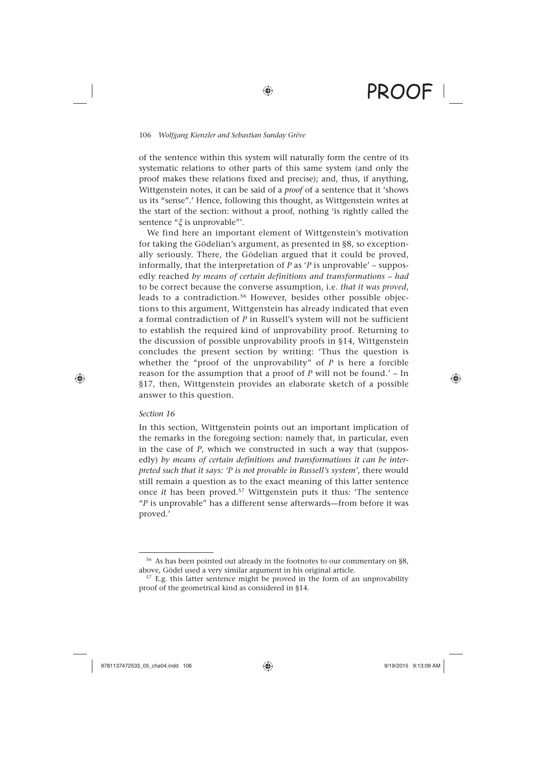of the sentence within this system will naturally form the centre of its systematic relations to other parts of this same system (and only the proof makes these relations fixed and precise); and, thus, if anything, Wittgenstein notes, it can be said of a *proof* of a sentence that it 'shows us its "sense".' Hence, following this thought, as Wittgenstein writes at the start of the section: without a proof, nothing 'is rightly called the sentence "$\xi$ is unprovable"'.

We find here an important element of Wittgenstein's motivation for taking the Gödelian's argument, as presented in §8, so exceptionally seriously. There, the Gödelian argued that it could be proved, informally, that the interpretation of *P* as '*P* is unprovable' – supposedly reached *by means of certain definitions and transformations* – *had* to be correct because the converse assumption, i.e. *that it was proved*, leads to a contradiction.[56] However, besides other possible objections to this argument, Wittgenstein has already indicated that even a formal contradiction of *P* in Russell's system will not be sufficient to establish the required kind of unprovability proof. Returning to the discussion of possible unprovability proofs in §14, Wittgenstein concludes the present section by writing: 'Thus the question is whether the "proof of the unprovability" of *P* is here a forcible reason for the assumption that a proof of *P* will not be found.' – In §17, then, Wittgenstein provides an elaborate sketch of a possible answer to this question.

*Section 16*

In this section, Wittgenstein points out an important implication of the remarks in the foregoing section: namely that, in particular, even in the case of *P*, which we constructed in such a way that (supposedly) *by means of certain definitions and transformations it can be interpreted such that it says: 'P is not provable in Russell's system'*, there would still remain a question as to the exact meaning of this latter sentence once *it* has been proved.[57] Wittgenstein puts it thus: 'The sentence "*P* is unprovable" has a different sense afterwards—from before it was proved.'

---

[56] As has been pointed out already in the footnotes to our commentary on §8, above, Gödel used a very similar argument in his original article.

[57] E.g. this latter sentence might be proved in the form of an unprovability proof of the geometrical kind as considered in §14.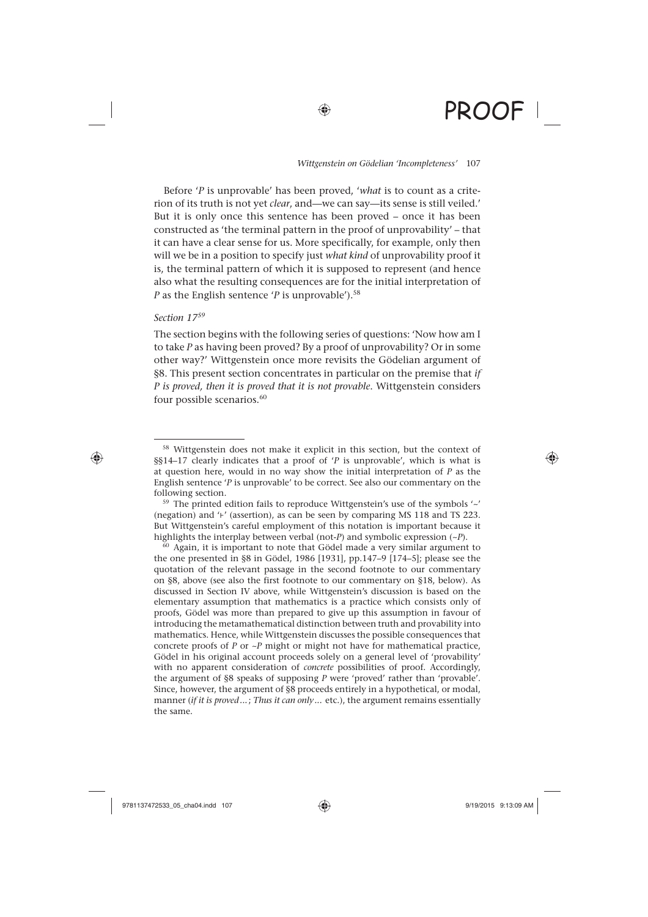Before '*P* is unprovable' has been proved, '*what* is to count as a criterion of its truth is not yet *clear*, and—we can say—its sense is still veiled.' But it is only once this sentence has been proved – once it has been constructed as 'the terminal pattern in the proof of unprovability' – that it can have a clear sense for us. More specifically, for example, only then will we be in a position to specify just *what kind* of unprovability proof it is, the terminal pattern of which it is supposed to represent (and hence also what the resulting consequences are for the initial interpretation of *P* as the English sentence '*P* is unprovable').[58]

*Section 17*[59]

The section begins with the following series of questions: 'Now how am I to take *P* as having been proved? By a proof of unprovability? Or in some other way?' Wittgenstein once more revisits the Gödelian argument of §8. This present section concentrates in particular on the premise that *if P is proved, then it is proved that it is not provable*. Wittgenstein considers four possible scenarios.[60]

---

[58] Wittgenstein does not make it explicit in this section, but the context of §§14–17 clearly indicates that a proof of '*P* is unprovable', which is what is at question here, would in no way show the initial interpretation of *P* as the English sentence '*P* is unprovable' to be correct. See also our commentary on the following section.

[59] The printed edition fails to reproduce Wittgenstein's use of the symbols '~' (negation) and '⊦' (assertion), as can be seen by comparing MS 118 and TS 223. But Wittgenstein's careful employment of this notation is important because it highlights the interplay between verbal (not-*P*) and symbolic expression (~*P*).

[60] Again, it is important to note that Gödel made a very similar argument to the one presented in §8 in Gödel, 1986 [1931], pp.147–9 [174–5]; please see the quotation of the relevant passage in the second footnote to our commentary on §8, above (see also the first footnote to our commentary on §18, below). As discussed in Section IV above, while Wittgenstein's discussion is based on the elementary assumption that mathematics is a practice which consists only of proofs, Gödel was more than prepared to give up this assumption in favour of introducing the metamathematical distinction between truth and provability into mathematics. Hence, while Wittgenstein discusses the possible consequences that concrete proofs of *P* or ~*P* might or might not have for mathematical practice, Gödel in his original account proceeds solely on a general level of 'provability' with no apparent consideration of *concrete* possibilities of proof. Accordingly, the argument of §8 speaks of supposing *P* were 'proved' rather than 'provable'. Since, however, the argument of §8 proceeds entirely in a hypothetical, or modal, manner (*if it is proved…*; *Thus it can only…* etc.), the argument remains essentially the same.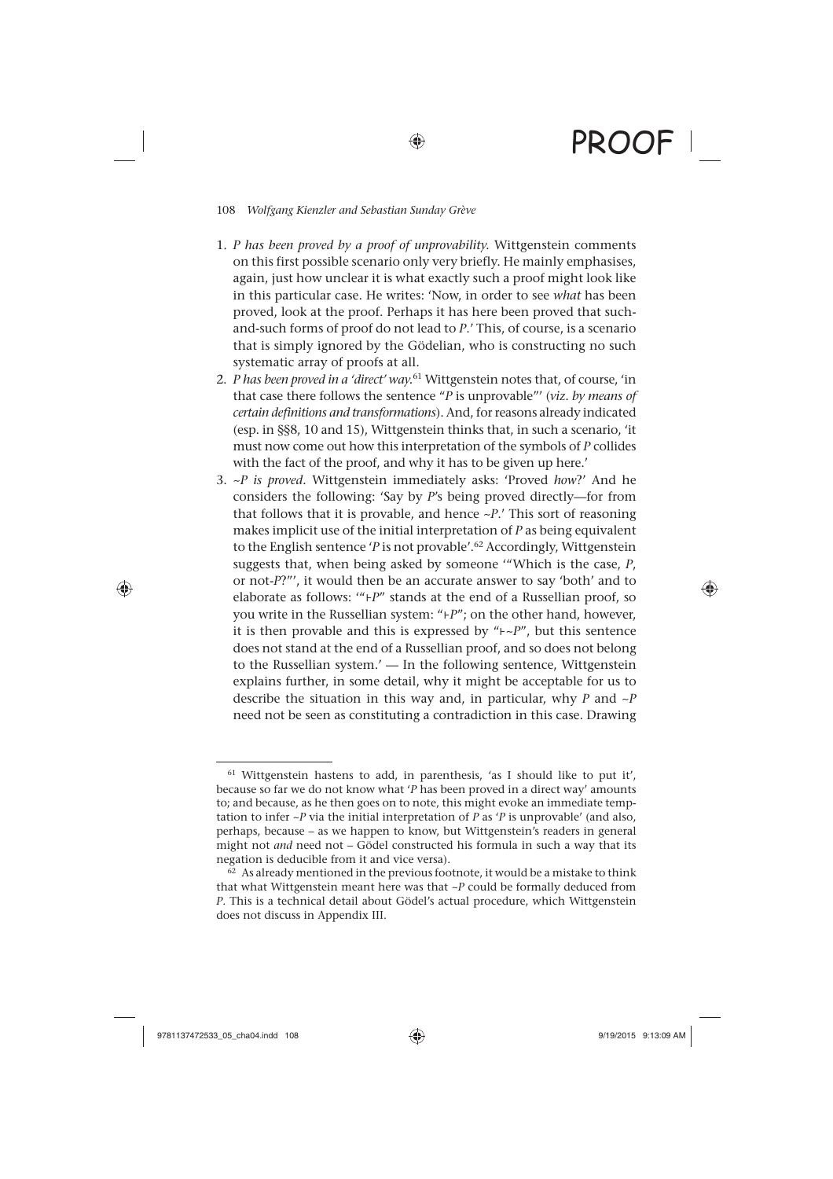1. *P has been proved by a proof of unprovability.* Wittgenstein comments on this first possible scenario only very briefly. He mainly emphasises, again, just how unclear it is what exactly such a proof might look like in this particular case. He writes: 'Now, in order to see *what* has been proved, look at the proof. Perhaps it has here been proved that such-and-such forms of proof do not lead to *P*.' This, of course, is a scenario that is simply ignored by the Gödelian, who is constructing no such systematic array of proofs at all.
2. *P has been proved in a 'direct' way.*[61] Wittgenstein notes that, of course, 'in that case there follows the sentence "*P* is unprovable"' (*viz. by means of certain definitions and transformations*). And, for reasons already indicated (esp. in §§8, 10 and 15), Wittgenstein thinks that, in such a scenario, 'it must now come out how this interpretation of the symbols of *P* collides with the fact of the proof, and why it has to be given up here.'
3. *~P is proved*. Wittgenstein immediately asks: 'Proved *how*?' And he considers the following: 'Say by *P*'s being proved directly—for from that follows that it is provable, and hence ~*P*.' This sort of reasoning makes implicit use of the initial interpretation of *P* as being equivalent to the English sentence '*P* is not provable'.[62] Accordingly, Wittgenstein suggests that, when being asked by someone '"Which is the case, *P*, or not-*P*?"', it would then be an accurate answer to say 'both' and to elaborate as follows: '"⊢*P*" stands at the end of a Russellian proof, so you write in the Russellian system: "⊢*P*"; on the other hand, however, it is then provable and this is expressed by "⊢~*P*", but this sentence does not stand at the end of a Russellian proof, and so does not belong to the Russellian system.' — In the following sentence, Wittgenstein explains further, in some detail, why it might be acceptable for us to describe the situation in this way and, in particular, why *P* and ~*P* need not be seen as constituting a contradiction in this case. Drawing

[61] Wittgenstein hastens to add, in parenthesis, 'as I should like to put it', because so far we do not know what '*P* has been proved in a direct way' amounts to; and because, as he then goes on to note, this might evoke an immediate temptation to infer ~*P* via the initial interpretation of *P* as '*P* is unprovable' (and also, perhaps, because – as we happen to know, but Wittgenstein's readers in general might not *and* need not – Gödel constructed his formula in such a way that its negation is deducible from it and vice versa).

[62] As already mentioned in the previous footnote, it would be a mistake to think that what Wittgenstein meant here was that ~*P* could be formally deduced from *P*. This is a technical detail about Gödel's actual procedure, which Wittgenstein does not discuss in Appendix III.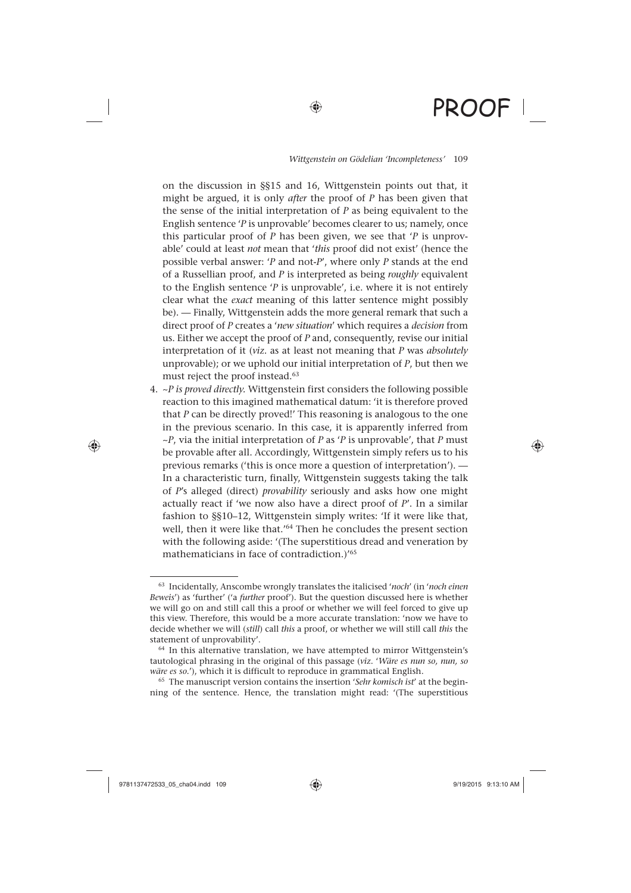on the discussion in §§15 and 16, Wittgenstein points out that, it might be argued, it is only *after* the proof of *P* has been given that the sense of the initial interpretation of *P* as being equivalent to the English sentence '*P* is unprovable' becomes clearer to us; namely, once this particular proof of *P* has been given, we see that '*P* is unprovable' could at least *not* mean that '*this* proof did not exist' (hence the possible verbal answer: '*P* and not-*P*', where only *P* stands at the end of a Russellian proof, and *P* is interpreted as being *roughly* equivalent to the English sentence '*P* is unprovable', i.e. where it is not entirely clear what the *exact* meaning of this latter sentence might possibly be). — Finally, Wittgenstein adds the more general remark that such a direct proof of *P* creates a '*new situation*' which requires a *decision* from us. Either we accept the proof of *P* and, consequently, revise our initial interpretation of it (*viz*. as at least not meaning that *P* was *absolutely* unprovable); or we uphold our initial interpretation of *P*, but then we must reject the proof instead.[63]

4. *~P is proved directly*. Wittgenstein first considers the following possible reaction to this imagined mathematical datum: 'it is therefore proved that *P* can be directly proved!' This reasoning is analogous to the one in the previous scenario. In this case, it is apparently inferred from *~P*, via the initial interpretation of *P* as '*P* is unprovable', that *P* must be provable after all. Accordingly, Wittgenstein simply refers us to his previous remarks ('this is once more a question of interpretation'). — In a characteristic turn, finally, Wittgenstein suggests taking the talk of *P*'s alleged (direct) *provability* seriously and asks how one might actually react if 'we now also have a direct proof of *P*'. In a similar fashion to §§10–12, Wittgenstein simply writes: 'If it were like that, well, then it were like that.'[64] Then he concludes the present section with the following aside: '(The superstitious dread and veneration by mathematicians in face of contradiction.)'[65]

---

[63] Incidentally, Anscombe wrongly translates the italicised '*noch*' (in '*noch einen Beweis*') as 'further' ('a *further* proof'). But the question discussed here is whether we will go on and still call this a proof or whether we will feel forced to give up this view. Therefore, this would be a more accurate translation: 'now we have to decide whether we will (*still*) call *this* a proof, or whether we will still call *this* the statement of unprovability'.

[64] In this alternative translation, we have attempted to mirror Wittgenstein's tautological phrasing in the original of this passage (*viz*. '*Wäre es nun so, nun, so wäre es so*.'), which it is difficult to reproduce in grammatical English.

[65] The manuscript version contains the insertion '*Sehr komisch ist*' at the beginning of the sentence. Hence, the translation might read: '(The superstitious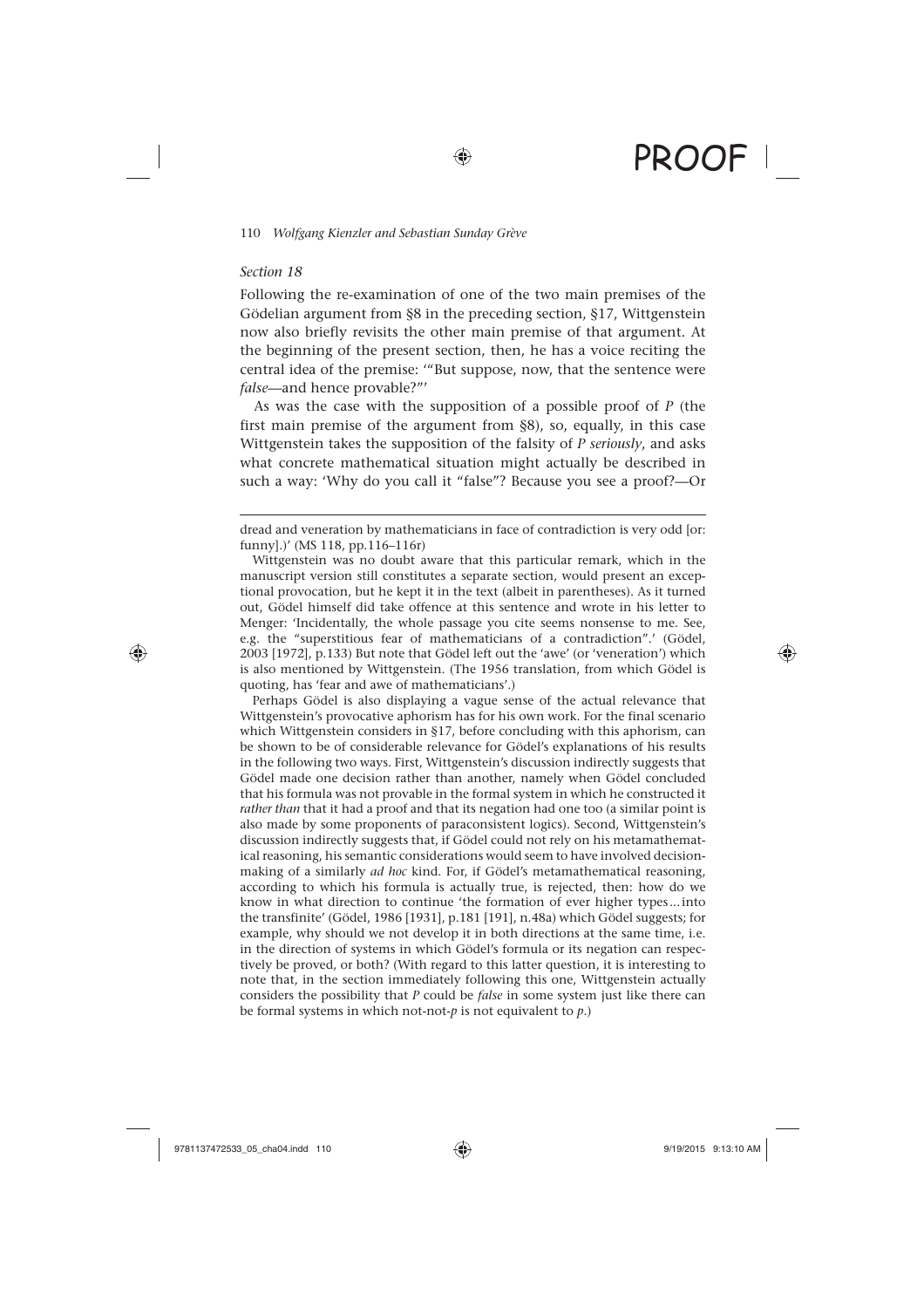*Section 18*

Following the re-examination of one of the two main premises of the Gödelian argument from §8 in the preceding section, §17, Wittgenstein now also briefly revisits the other main premise of that argument. At the beginning of the present section, then, he has a voice reciting the central idea of the premise: '"But suppose, now, that the sentence were *false*—and hence provable?"'

As was the case with the supposition of a possible proof of *P* (the first main premise of the argument from §8), so, equally, in this case Wittgenstein takes the supposition of the falsity of *P seriously*, and asks what concrete mathematical situation might actually be described in such a way: 'Why do you call it "false"? Because you see a proof?—Or

---

dread and veneration by mathematicians in face of contradiction is very odd [or: funny].)' (MS 118, pp.116–116r)

Wittgenstein was no doubt aware that this particular remark, which in the manuscript version still constitutes a separate section, would present an exceptional provocation, but he kept it in the text (albeit in parentheses). As it turned out, Gödel himself did take offence at this sentence and wrote in his letter to Menger: 'Incidentally, the whole passage you cite seems nonsense to me. See, e.g. the "superstitious fear of mathematicians of a contradiction".' (Gödel, 2003 [1972], p.133) But note that Gödel left out the 'awe' (or 'veneration') which is also mentioned by Wittgenstein. (The 1956 translation, from which Gödel is quoting, has 'fear and awe of mathematicians'.)

Perhaps Gödel is also displaying a vague sense of the actual relevance that Wittgenstein's provocative aphorism has for his own work. For the final scenario which Wittgenstein considers in §17, before concluding with this aphorism, can be shown to be of considerable relevance for Gödel's explanations of his results in the following two ways. First, Wittgenstein's discussion indirectly suggests that Gödel made one decision rather than another, namely when Gödel concluded that his formula was not provable in the formal system in which he constructed it *rather than* that it had a proof and that its negation had one too (a similar point is also made by some proponents of paraconsistent logics). Second, Wittgenstein's discussion indirectly suggests that, if Gödel could not rely on his metamathematical reasoning, his semantic considerations would seem to have involved decision-making of a similarly *ad hoc* kind. For, if Gödel's metamathematical reasoning, according to which his formula is actually true, is rejected, then: how do we know in what direction to continue 'the formation of ever higher types…into the transfinite' (Gödel, 1986 [1931], p.181 [191], n.48a) which Gödel suggests; for example, why should we not develop it in both directions at the same time, i.e. in the direction of systems in which Gödel's formula or its negation can respectively be proved, or both? (With regard to this latter question, it is interesting to note that, in the section immediately following this one, Wittgenstein actually considers the possibility that *P* could be *false* in some system just like there can be formal systems in which not-not-*p* is not equivalent to *p*.)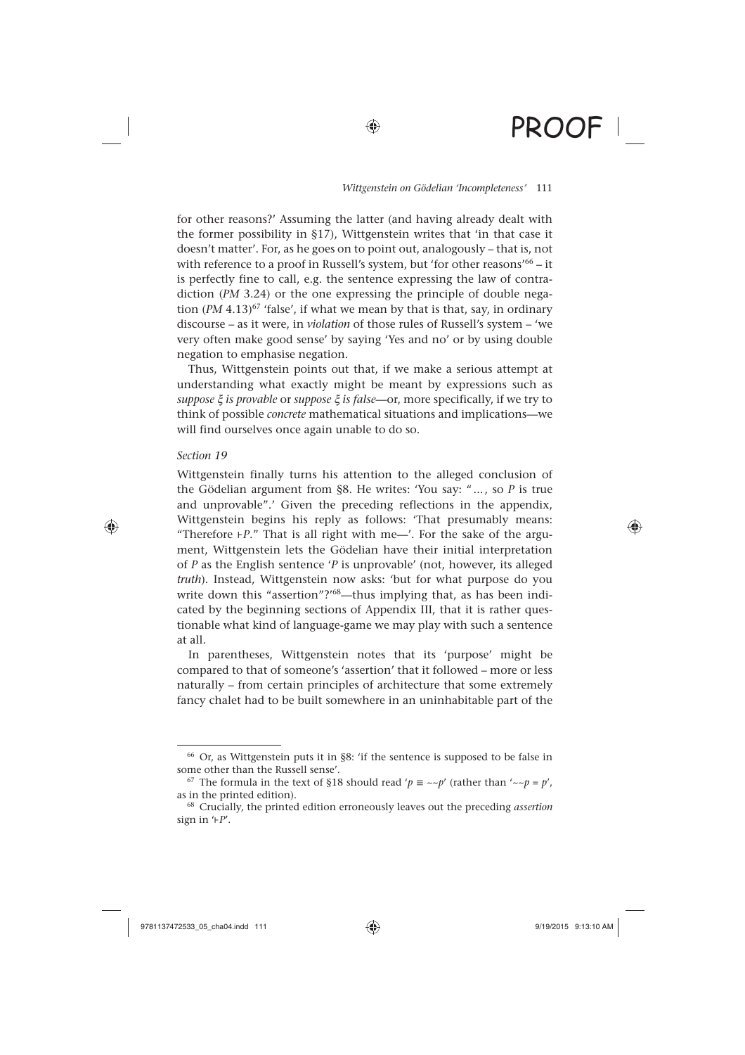for other reasons?' Assuming the latter (and having already dealt with the former possibility in §17), Wittgenstein writes that 'in that case it doesn't matter'. For, as he goes on to point out, analogously – that is, not with reference to a proof in Russell's system, but 'for other reasons'[66] – it is perfectly fine to call, e.g. the sentence expressing the law of contradiction (*PM* 3.24) or the one expressing the principle of double negation (*PM* 4.13)[67] 'false', if what we mean by that is that, say, in ordinary discourse – as it were, in *violation* of those rules of Russell's system – 'we very often make good sense' by saying 'Yes and no' or by using double negation to emphasise negation.

Thus, Wittgenstein points out that, if we make a serious attempt at understanding what exactly might be meant by expressions such as *suppose ξ is provable* or *suppose ξ is false*—or, more specifically, if we try to think of possible *concrete* mathematical situations and implications—we will find ourselves once again unable to do so.

*Section 19*

Wittgenstein finally turns his attention to the alleged conclusion of the Gödelian argument from §8. He writes: 'You say: "…, so *P* is true and unprovable".' Given the preceding reflections in the appendix, Wittgenstein begins his reply as follows: 'That presumably means: "Therefore ⊢*P*." That is all right with me—'. For the sake of the argument, Wittgenstein lets the Gödelian have their initial interpretation of *P* as the English sentence '*P* is unprovable' (not, however, its alleged *truth*). Instead, Wittgenstein now asks: 'but for what purpose do you write down this "assertion"?'[68]—thus implying that, as has been indicated by the beginning sections of Appendix III, that it is rather questionable what kind of language-game we may play with such a sentence at all.

In parentheses, Wittgenstein notes that its 'purpose' might be compared to that of someone's 'assertion' that it followed – more or less naturally – from certain principles of architecture that some extremely fancy chalet had to be built somewhere in an uninhabitable part of the

---

[66] Or, as Wittgenstein puts it in §8: 'if the sentence is supposed to be false in some other than the Russell sense'.

[67] The formula in the text of §18 should read '$p \equiv \sim\sim p$' (rather than '$\sim\sim p = p$', as in the printed edition).

[68] Crucially, the printed edition erroneously leaves out the preceding *assertion* sign in '⊢*P*'.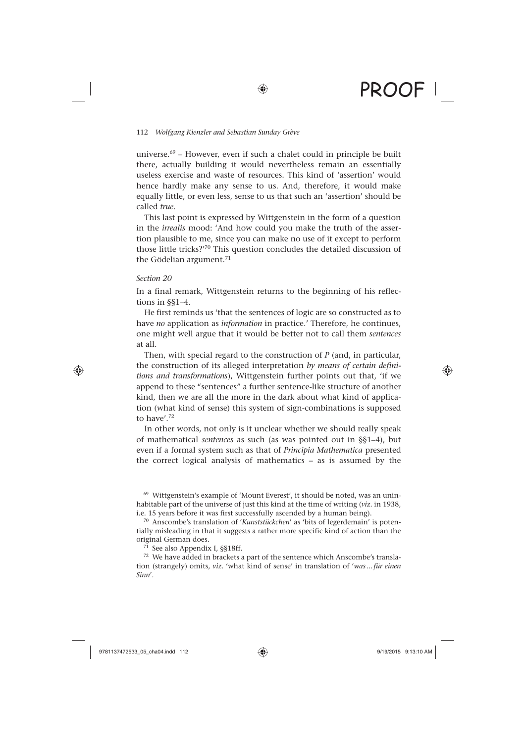universe.[69] – However, even if such a chalet could in principle be built there, actually building it would nevertheless remain an essentially useless exercise and waste of resources. This kind of 'assertion' would hence hardly make any sense to us. And, therefore, it would make equally little, or even less, sense to us that such an 'assertion' should be called *true*.

This last point is expressed by Wittgenstein in the form of a question in the *irrealis* mood: 'And how could you make the truth of the assertion plausible to me, since you can make no use of it except to perform those little tricks?'[70] This question concludes the detailed discussion of the Gödelian argument.[71]

*Section 20*

In a final remark, Wittgenstein returns to the beginning of his reflections in §§1–4.

He first reminds us 'that the sentences of logic are so constructed as to have *no* application as *information* in practice.' Therefore, he continues, one might well argue that it would be better not to call them *sentences* at all.

Then, with special regard to the construction of *P* (and, in particular, the construction of its alleged interpretation *by means of certain definitions and transformations*), Wittgenstein further points out that, 'if we append to these "sentences" a further sentence-like structure of another kind, then we are all the more in the dark about what kind of application (what kind of sense) this system of sign-combinations is supposed to have'.[72]

In other words, not only is it unclear whether we should really speak of mathematical *sentences* as such (as was pointed out in §§1–4), but even if a formal system such as that of *Principia Mathematica* presented the correct logical analysis of mathematics – as is assumed by the

---

[69] Wittgenstein's example of 'Mount Everest', it should be noted, was an uninhabitable part of the universe of just this kind at the time of writing (*viz.* in 1938, i.e. 15 years before it was first successfully ascended by a human being).

[70] Anscombe's translation of '*Kunststückchen*' as 'bits of legerdemain' is potentially misleading in that it suggests a rather more specific kind of action than the original German does.

[71] See also Appendix I, §§18ff.

[72] We have added in brackets a part of the sentence which Anscombe's translation (strangely) omits, *viz*. 'what kind of sense' in translation of '*was…für einen Sinn*'.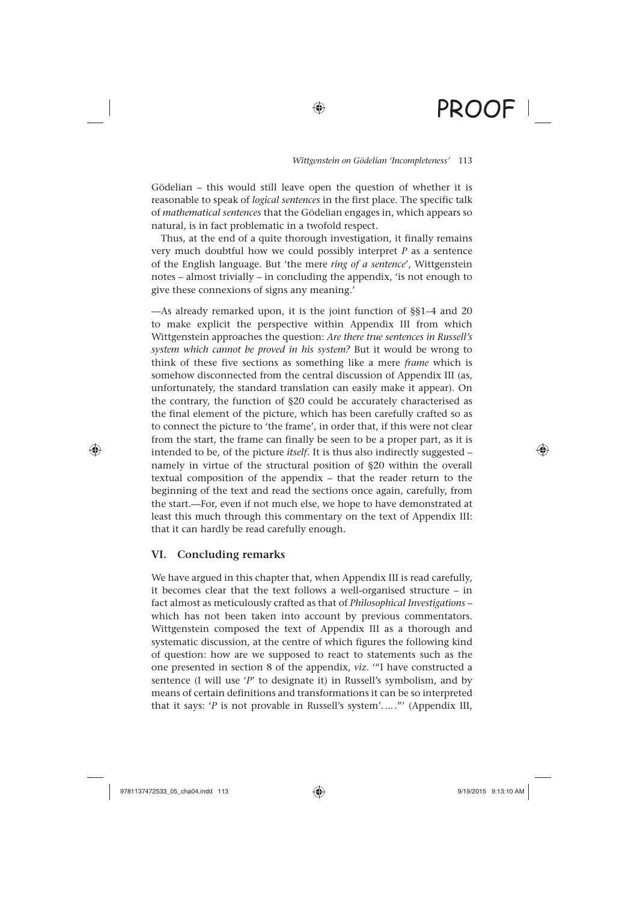Gödelian – this would still leave open the question of whether it is reasonable to speak of *logical sentences* in the first place. The specific talk of *mathematical sentences* that the Gödelian engages in, which appears so natural, is in fact problematic in a twofold respect.

Thus, at the end of a quite thorough investigation, it finally remains very much doubtful how we could possibly interpret *P* as a sentence of the English language. But 'the mere *ring of a sentence*', Wittgenstein notes – almost trivially – in concluding the appendix, 'is not enough to give these connexions of signs any meaning.'

—As already remarked upon, it is the joint function of §§1–4 and 20 to make explicit the perspective within Appendix III from which Wittgenstein approaches the question: *Are there true sentences in Russell's system which cannot be proved in his system?* But it would be wrong to think of these five sections as something like a mere *frame* which is somehow disconnected from the central discussion of Appendix III (as, unfortunately, the standard translation can easily make it appear). On the contrary, the function of §20 could be accurately characterised as the final element of the picture, which has been carefully crafted so as to connect the picture to 'the frame', in order that, if this were not clear from the start, the frame can finally be seen to be a proper part, as it is intended to be, of the picture *itself*. It is thus also indirectly suggested – namely in virtue of the structural position of §20 within the overall textual composition of the appendix – that the reader return to the beginning of the text and read the sections once again, carefully, from the start.—For, even if not much else, we hope to have demonstrated at least this much through this commentary on the text of Appendix III: that it can hardly be read carefully enough.

## VI. Concluding remarks

We have argued in this chapter that, when Appendix III is read carefully, it becomes clear that the text follows a well-organised structure – in fact almost as meticulously crafted as that of *Philosophical Investigations* – which has not been taken into account by previous commentators. Wittgenstein composed the text of Appendix III as a thorough and systematic discussion, at the centre of which figures the following kind of question: how are we supposed to react to statements such as the one presented in section 8 of the appendix, *viz*. '"I have constructed a sentence (I will use '*P*' to designate it) in Russell's symbolism, and by means of certain definitions and transformations it can be so interpreted that it says: '*P* is not provable in Russell's system'. ..."' (Appendix III,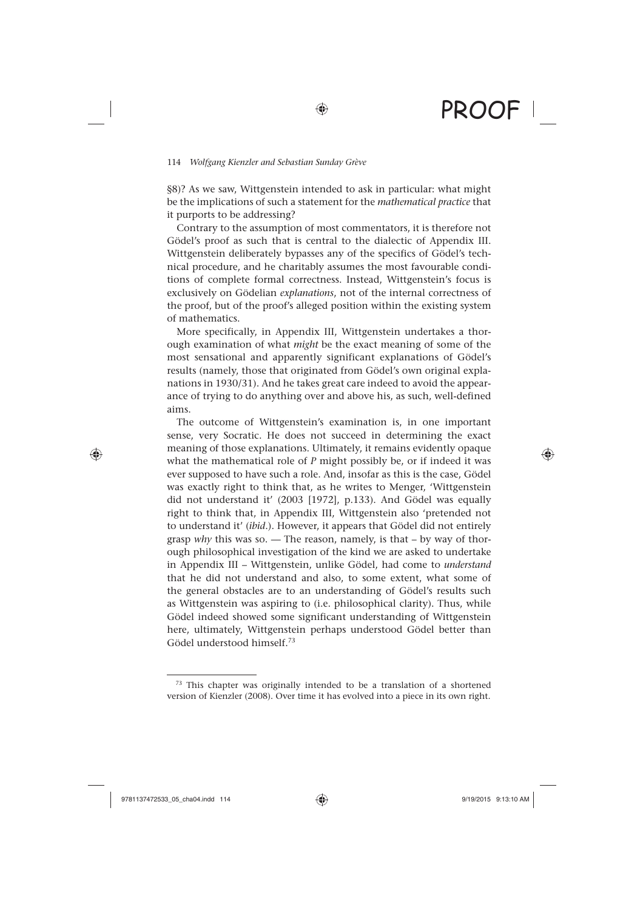§8)? As we saw, Wittgenstein intended to ask in particular: what might be the implications of such a statement for the *mathematical practice* that it purports to be addressing?

Contrary to the assumption of most commentators, it is therefore not Gödel's proof as such that is central to the dialectic of Appendix III. Wittgenstein deliberately bypasses any of the specifics of Gödel's technical procedure, and he charitably assumes the most favourable conditions of complete formal correctness. Instead, Wittgenstein's focus is exclusively on Gödelian *explanations*, not of the internal correctness of the proof, but of the proof's alleged position within the existing system of mathematics.

More specifically, in Appendix III, Wittgenstein undertakes a thorough examination of what *might* be the exact meaning of some of the most sensational and apparently significant explanations of Gödel's results (namely, those that originated from Gödel's own original explanations in 1930/31). And he takes great care indeed to avoid the appearance of trying to do anything over and above his, as such, well-defined aims.

The outcome of Wittgenstein's examination is, in one important sense, very Socratic. He does not succeed in determining the exact meaning of those explanations. Ultimately, it remains evidently opaque what the mathematical role of *P* might possibly be, or if indeed it was ever supposed to have such a role. And, insofar as this is the case, Gödel was exactly right to think that, as he writes to Menger, 'Wittgenstein did not understand it' (2003 [1972], p.133). And Gödel was equally right to think that, in Appendix III, Wittgenstein also 'pretended not to understand it' (*ibid*.). However, it appears that Gödel did not entirely grasp *why* this was so. — The reason, namely, is that – by way of thorough philosophical investigation of the kind we are asked to undertake in Appendix III – Wittgenstein, unlike Gödel, had come to *understand* that he did not understand and also, to some extent, what some of the general obstacles are to an understanding of Gödel's results such as Wittgenstein was aspiring to (i.e. philosophical clarity). Thus, while Gödel indeed showed some significant understanding of Wittgenstein here, ultimately, Wittgenstein perhaps understood Gödel better than Gödel understood himself.[73]

---

[73] This chapter was originally intended to be a translation of a shortened version of Kienzler (2008). Over time it has evolved into a piece in its own right.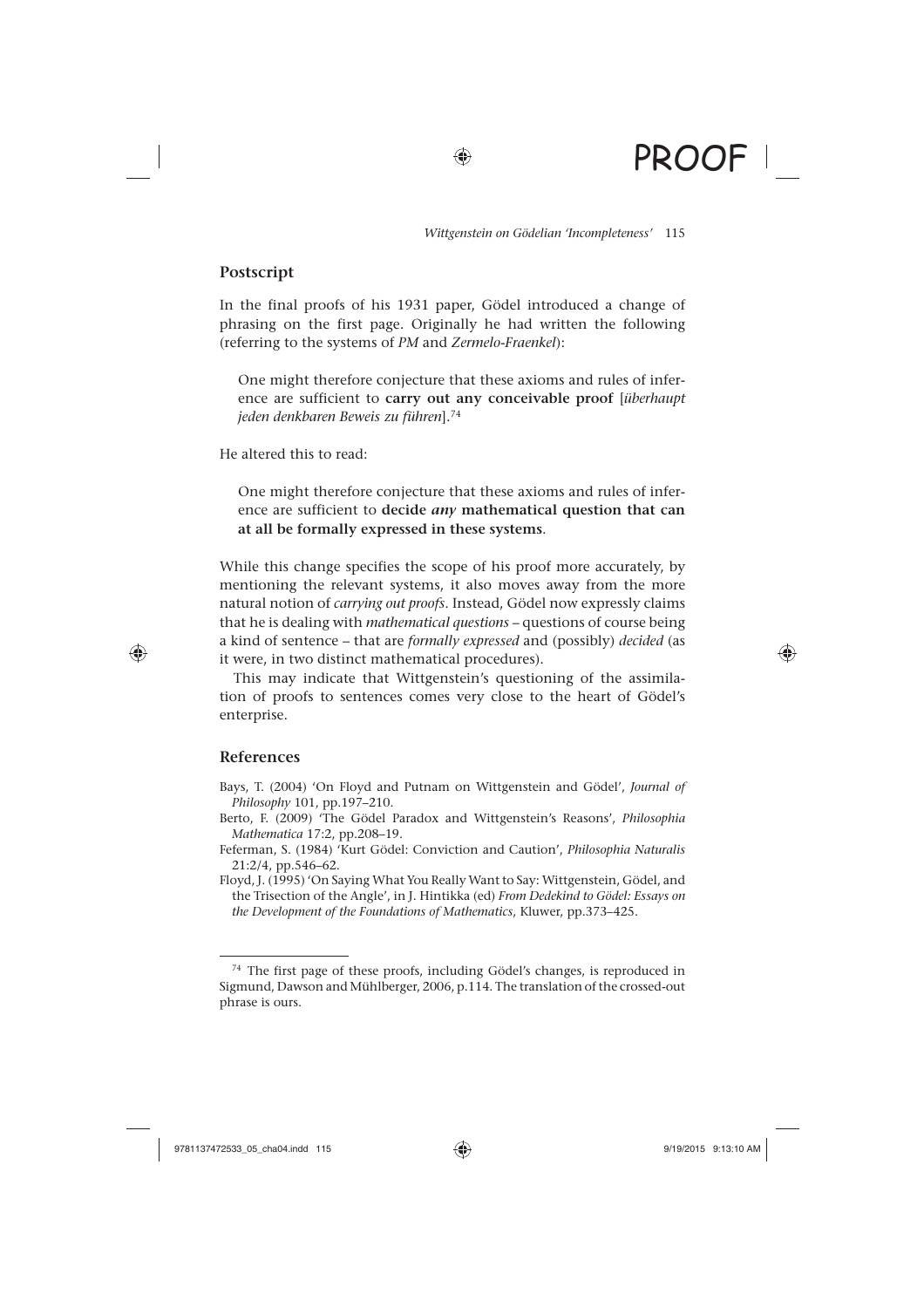## Postscript

In the final proofs of his 1931 paper, Gödel introduced a change of phrasing on the first page. Originally he had written the following (referring to the systems of *PM* and *Zermelo-Fraenkel*):

> One might therefore conjecture that these axioms and rules of inference are sufficient to **carry out any conceivable proof** [*überhaupt jeden denkbaren Beweis zu führen*].[74]

He altered this to read:

> One might therefore conjecture that these axioms and rules of inference are sufficient to **decide *any* mathematical question that can at all be formally expressed in these systems**.

While this change specifies the scope of his proof more accurately, by mentioning the relevant systems, it also moves away from the more natural notion of *carrying out proofs*. Instead, Gödel now expressly claims that he is dealing with *mathematical questions* – questions of course being a kind of sentence – that are *formally expressed* and (possibly) *decided* (as it were, in two distinct mathematical procedures).

This may indicate that Wittgenstein's questioning of the assimilation of proofs to sentences comes very close to the heart of Gödel's enterprise.

## References

Bays, T. (2004) 'On Floyd and Putnam on Wittgenstein and Gödel', *Journal of Philosophy* 101, pp.197–210.

Berto, F. (2009) 'The Gödel Paradox and Wittgenstein's Reasons', *Philosophia Mathematica* 17:2, pp.208–19.

Feferman, S. (1984) 'Kurt Gödel: Conviction and Caution', *Philosophia Naturalis* 21:2/4, pp.546–62.

Floyd, J. (1995) 'On Saying What You Really Want to Say: Wittgenstein, Gödel, and the Trisection of the Angle', in J. Hintikka (ed) *From Dedekind to Gödel: Essays on the Development of the Foundations of Mathematics*, Kluwer, pp.373–425.

---

[74] The first page of these proofs, including Gödel's changes, is reproduced in Sigmund, Dawson and Mühlberger, 2006, p.114. The translation of the crossed-out phrase is ours.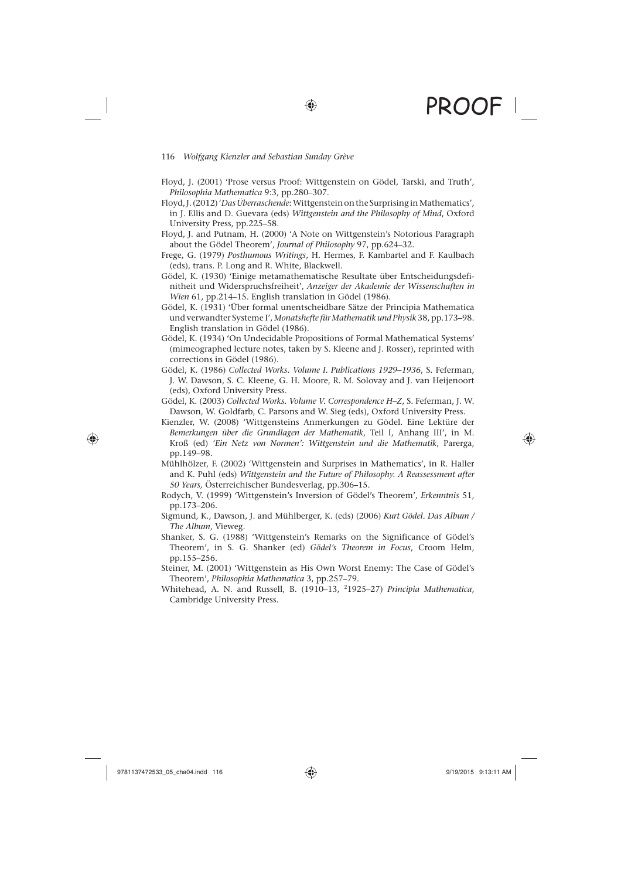Floyd, J. (2001) 'Prose versus Proof: Wittgenstein on Gödel, Tarski, and Truth', *Philosophia Mathematica* 9:3, pp.280–307.

Floyd, J. (2012) '*Das Überraschende*: Wittgenstein on the Surprising in Mathematics', in J. Ellis and D. Guevara (eds) *Wittgenstein and the Philosophy of Mind*, Oxford University Press, pp.225–58.

Floyd, J. and Putnam, H. (2000) 'A Note on Wittgenstein's Notorious Paragraph about the Gödel Theorem', *Journal of Philosophy* 97, pp.624–32.

Frege, G. (1979) *Posthumous Writings*, H. Hermes, F. Kambartel and F. Kaulbach (eds), trans. P. Long and R. White, Blackwell.

Gödel, K. (1930) 'Einige metamathematische Resultate über Entscheidungsdefinitheit und Widerspruchsfreiheit', *Anzeiger der Akademie der Wissenschaften in Wien* 61, pp.214–15. English translation in Gödel (1986).

Gödel, K. (1931) 'Über formal unentscheidbare Sätze der Principia Mathematica und verwandter Systeme I', *Monatshefte für Mathematik und Physik* 38, pp.173–98. English translation in Gödel (1986).

Gödel, K. (1934) 'On Undecidable Propositions of Formal Mathematical Systems' (mimeographed lecture notes, taken by S. Kleene and J. Rosser), reprinted with corrections in Gödel (1986).

Gödel, K. (1986) *Collected Works. Volume I. Publications 1929–1936*, S. Feferman, J. W. Dawson, S. C. Kleene, G. H. Moore, R. M. Solovay and J. van Heijenoort (eds), Oxford University Press.

Gödel, K. (2003) *Collected Works. Volume V. Correspondence H–Z*, S. Feferman, J. W. Dawson, W. Goldfarb, C. Parsons and W. Sieg (eds), Oxford University Press.

Kienzler, W. (2008) 'Wittgensteins Anmerkungen zu Gödel. Eine Lektüre der *Bemerkungen über die Grundlagen der Mathematik*, Teil I, Anhang III', in M. Kroß (ed) *'Ein Netz von Normen': Wittgenstein und die Mathematik*, Parerga, pp.149–98.

Mühlhölzer, F. (2002) 'Wittgenstein and Surprises in Mathematics', in R. Haller and K. Puhl (eds) *Wittgenstein and the Future of Philosophy. A Reassessment after 50 Years,* Österreichischer Bundesverlag, pp.306–15.

Rodych, V. (1999) 'Wittgenstein's Inversion of Gödel's Theorem', *Erkenntnis* 51, pp.173–206.

Sigmund, K., Dawson, J. and Mühlberger, K. (eds) (2006) *Kurt Gödel. Das Album / The Album*, Vieweg.

Shanker, S. G. (1988) 'Wittgenstein's Remarks on the Significance of Gödel's Theorem', in S. G. Shanker (ed) *Gödel's Theorem in Focus*, Croom Helm, pp.155–256.

Steiner, M. (2001) 'Wittgenstein as His Own Worst Enemy: The Case of Gödel's Theorem', *Philosophia Mathematica* 3, pp.257–79.

Whitehead, A. N. and Russell, B. (1910–13, [2]1925–27) *Principia Mathematica*, Cambridge University Press.